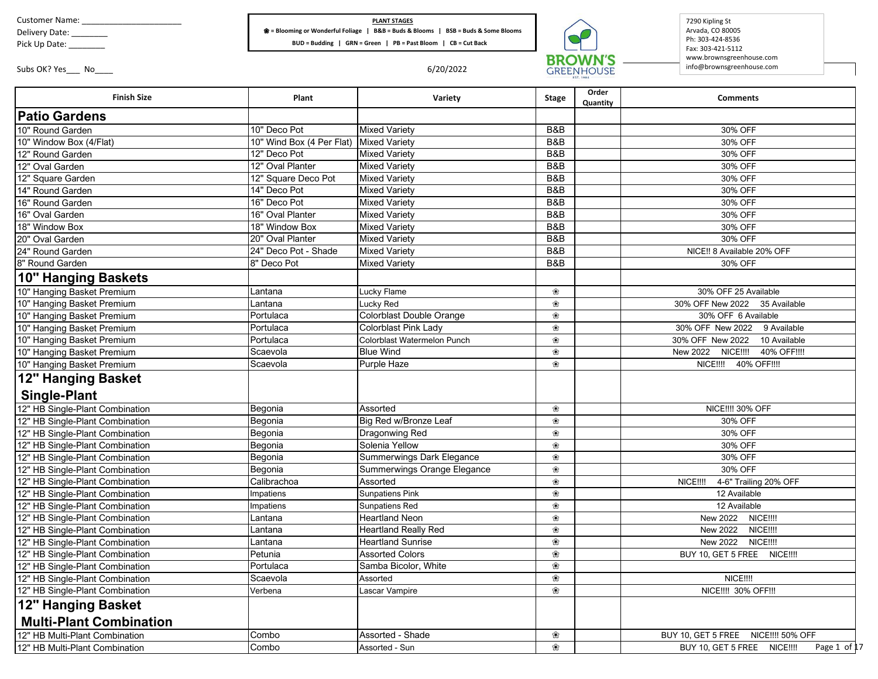Customer Name: ______________________

Delivery Date: ________

Pick Up Date: ________

Subs OK? Yes___ No____

**PLANT STAGES**

❀ = Blooming or Wonderful Foliage | B&B = Buds & Blooms | BSB = Buds & Some Blooms

BUD = Budding | GRN = Green | PB = Past Bloom | CB = Cut Back

6/20/2022

BROWN'S GREENHOUSE EST. 1984

7290 Kipling St
Arvada, CO 80005
Ph: 303-424-8536
Fax: 303-421-5112
www.brownsgreenhouse.com
info@brownsgreenhouse.com

| Finish Size | Plant | Variety | Stage | Order Quantity | Comments |
|---|---|---|---|---|---|
| **Patio Gardens** | | | | | |
| 10" Round Garden | 10" Deco Pot | Mixed Variety | B&B | | 30% OFF |
| 10" Window Box (4/Flat) | 10" Wind Box (4 Per Flat) | Mixed Variety | B&B | | 30% OFF |
| 12" Round Garden | 12" Deco Pot | Mixed Variety | B&B | | 30% OFF |
| 12" Oval Garden | 12" Oval Planter | Mixed Variety | B&B | | 30% OFF |
| 12" Square Garden | 12" Square Deco Pot | Mixed Variety | B&B | | 30% OFF |
| 14" Round Garden | 14" Deco Pot | Mixed Variety | B&B | | 30% OFF |
| 16" Round Garden | 16" Deco Pot | Mixed Variety | B&B | | 30% OFF |
| 16" Oval Garden | 16" Oval Planter | Mixed Variety | B&B | | 30% OFF |
| 18" Window Box | 18" Window Box | Mixed Variety | B&B | | 30% OFF |
| 20" Oval Garden | 20" Oval Planter | Mixed Variety | B&B | | 30% OFF |
| 24" Round Garden | 24" Deco Pot - Shade | Mixed Variety | B&B | | NICE!! 8 Available 20% OFF |
| 8" Round Garden | 8" Deco Pot | Mixed Variety | B&B | | 30% OFF |
| **10" Hanging Baskets** | | | | | |
| 10" Hanging Basket Premium | Lantana | Lucky Flame | ❀ | | 30% OFF 25 Available |
| 10" Hanging Basket Premium | Lantana | Lucky Red | ❀ | | 30% OFF New 2022 35 Available |
| 10" Hanging Basket Premium | Portulaca | Colorblast Double Orange | ❀ | | 30% OFF 6 Available |
| 10" Hanging Basket Premium | Portulaca | Colorblast Pink Lady | ❀ | | 30% OFF New 2022 9 Available |
| 10" Hanging Basket Premium | Portulaca | Colorblast Watermelon Punch | ❀ | | 30% OFF New 2022 10 Available |
| 10" Hanging Basket Premium | Scaevola | Blue Wind | ❀ | | New 2022 NICE!!!! 40% OFF!!!! |
| 10" Hanging Basket Premium | Scaevola | Purple Haze | ❀ | | NICE!!!! 40% OFF!!!! |
| **12" Hanging Basket Single-Plant** | | | | | |
| 12" HB Single-Plant Combination | Begonia | Assorted | ❀ | | NICE!!!! 30% OFF |
| 12" HB Single-Plant Combination | Begonia | Big Red w/Bronze Leaf | ❀ | | 30% OFF |
| 12" HB Single-Plant Combination | Begonia | Dragonwing Red | ❀ | | 30% OFF |
| 12" HB Single-Plant Combination | Begonia | Solenia Yellow | ❀ | | 30% OFF |
| 12" HB Single-Plant Combination | Begonia | Summerwings Dark Elegance | ❀ | | 30% OFF |
| 12" HB Single-Plant Combination | Begonia | Summerwings Orange Elegance | ❀ | | 30% OFF |
| 12" HB Single-Plant Combination | Calibrachoa | Assorted | ❀ | | NICE!!!! 4-6" Trailing 20% OFF |
| 12" HB Single-Plant Combination | Impatiens | Sunpatiens Pink | ❀ | | 12 Available |
| 12" HB Single-Plant Combination | Impatiens | Sunpatiens Red | ❀ | | 12 Available |
| 12" HB Single-Plant Combination | Lantana | Heartland Neon | ❀ | | New 2022 NICE!!!! |
| 12" HB Single-Plant Combination | Lantana | Heartland Really Red | ❀ | | New 2022 NICE!!!! |
| 12" HB Single-Plant Combination | Lantana | Heartland Sunrise | ❀ | | New 2022 NICE!!!! |
| 12" HB Single-Plant Combination | Petunia | Assorted Colors | ❀ | | BUY 10, GET 5 FREE NICE!!!! |
| 12" HB Single-Plant Combination | Portulaca | Samba Bicolor, White | ❀ | | |
| 12" HB Single-Plant Combination | Scaevola | Assorted | ❀ | | NICE!!!! |
| 12" HB Single-Plant Combination | Verbena | Lascar Vampire | ❀ | | NICE!!!! 30% OFF!!! |
| **12" Hanging Basket Multi-Plant Combination** | | | | | |
| 12" HB Multi-Plant Combination | Combo | Assorted - Shade | ❀ | | BUY 10, GET 5 FREE NICE!!!! 50% OFF |
| 12" HB Multi-Plant Combination | Combo | Assorted - Sun | ❀ | | BUY 10, GET 5 FREE NICE!!!! |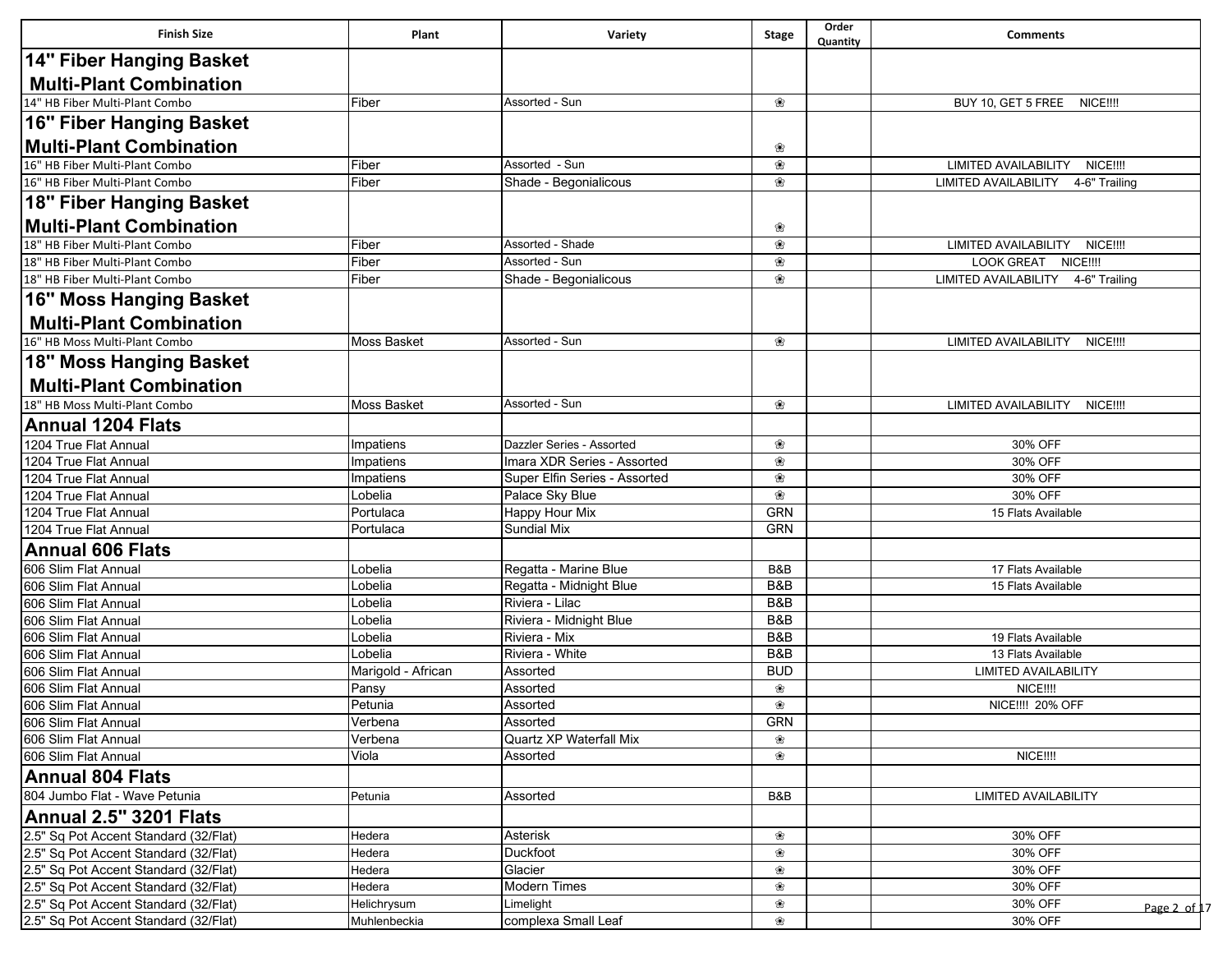| Finish Size | Plant | Variety | Stage | Order Quantity | Comments |
|---|---|---|---|---|---|
| **14" Fiber Hanging Basket Multi-Plant Combination** | | | | | |
| 14" HB Fiber Multi-Plant Combo | Fiber | Assorted - Sun | ❀ | | BUY 10, GET 5 FREE NICE!!!! |
| **16" Fiber Hanging Basket Multi-Plant Combination** | | | ❀ | | |
| 16" HB Fiber Multi-Plant Combo | Fiber | Assorted - Sun | ❀ | | LIMITED AVAILABILITY NICE!!!! |
| 16" HB Fiber Multi-Plant Combo | Fiber | Shade - Begonialicous | ❀ | | LIMITED AVAILABILITY 4-6" Trailing |
| **18" Fiber Hanging Basket Multi-Plant Combination** | | | ❀ | | |
| 18" HB Fiber Multi-Plant Combo | Fiber | Assorted - Shade | ❀ | | LIMITED AVAILABILITY NICE!!!! |
| 18" HB Fiber Multi-Plant Combo | Fiber | Assorted - Sun | ❀ | | LOOK GREAT NICE!!!! |
| 18" HB Fiber Multi-Plant Combo | Fiber | Shade - Begonialicous | ❀ | | LIMITED AVAILABILITY 4-6" Trailing |
| **16" Moss Hanging Basket Multi-Plant Combination** | | | | | |
| 16" HB Moss Multi-Plant Combo | Moss Basket | Assorted - Sun | ❀ | | LIMITED AVAILABILITY NICE!!!! |
| **18" Moss Hanging Basket Multi-Plant Combination** | | | | | |
| 18" HB Moss Multi-Plant Combo | Moss Basket | Assorted - Sun | ❀ | | LIMITED AVAILABILITY NICE!!!! |
| **Annual 1204 Flats** | | | | | |
| 1204 True Flat Annual | Impatiens | Dazzler Series - Assorted | ❀ | | 30% OFF |
| 1204 True Flat Annual | Impatiens | Imara XDR Series - Assorted | ❀ | | 30% OFF |
| 1204 True Flat Annual | Impatiens | Super Elfin Series - Assorted | ❀ | | 30% OFF |
| 1204 True Flat Annual | Lobelia | Palace Sky Blue | ❀ | | 30% OFF |
| 1204 True Flat Annual | Portulaca | Happy Hour Mix | GRN | | 15 Flats Available |
| 1204 True Flat Annual | Portulaca | Sundial Mix | GRN | | |
| **Annual 606 Flats** | | | | | |
| 606 Slim Flat Annual | Lobelia | Regatta - Marine Blue | B&B | | 17 Flats Available |
| 606 Slim Flat Annual | Lobelia | Regatta - Midnight Blue | B&B | | 15 Flats Available |
| 606 Slim Flat Annual | Lobelia | Riviera - Lilac | B&B | | |
| 606 Slim Flat Annual | Lobelia | Riviera - Midnight Blue | B&B | | |
| 606 Slim Flat Annual | Lobelia | Riviera - Mix | B&B | | 19 Flats Available |
| 606 Slim Flat Annual | Lobelia | Riviera - White | B&B | | 13 Flats Available |
| 606 Slim Flat Annual | Marigold - African | Assorted | BUD | | LIMITED AVAILABILITY |
| 606 Slim Flat Annual | Pansy | Assorted | ❀ | | NICE!!!! |
| 606 Slim Flat Annual | Petunia | Assorted | ❀ | | NICE!!!! 20% OFF |
| 606 Slim Flat Annual | Verbena | Assorted | GRN | | |
| 606 Slim Flat Annual | Verbena | Quartz XP Waterfall Mix | ❀ | | |
| 606 Slim Flat Annual | Viola | Assorted | ❀ | | NICE!!!! |
| **Annual 804 Flats** | | | | | |
| 804 Jumbo Flat - Wave Petunia | Petunia | Assorted | B&B | | LIMITED AVAILABILITY |
| **Annual 2.5" 3201 Flats** | | | | | |
| 2.5" Sq Pot Accent Standard (32/Flat) | Hedera | Asterisk | ❀ | | 30% OFF |
| 2.5" Sq Pot Accent Standard (32/Flat) | Hedera | Duckfoot | ❀ | | 30% OFF |
| 2.5" Sq Pot Accent Standard (32/Flat) | Hedera | Glacier | ❀ | | 30% OFF |
| 2.5" Sq Pot Accent Standard (32/Flat) | Hedera | Modern Times | ❀ | | 30% OFF |
| 2.5" Sq Pot Accent Standard (32/Flat) | Helichrysum | Limelight | ❀ | | 30% OFF |
| 2.5" Sq Pot Accent Standard (32/Flat) | Muhlenbeckia | complexa Small Leaf | ❀ | | 30% OFF |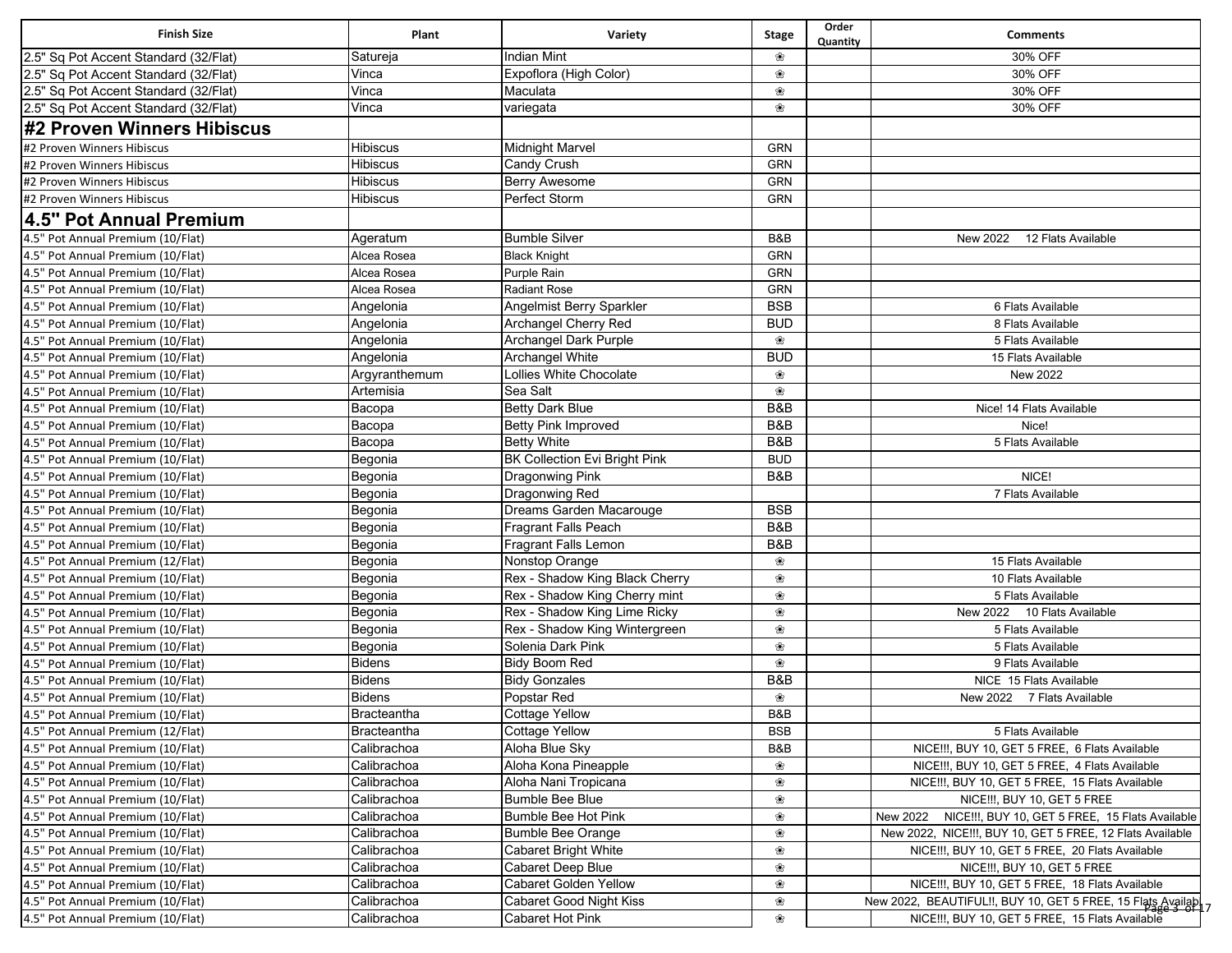| Finish Size | Plant | Variety | Stage | Order Quantity | Comments |
|---|---|---|---|---|---|
| 2.5" Sq Pot Accent Standard (32/Flat) | Satureja | Indian Mint | ❀ | | 30% OFF |
| 2.5" Sq Pot Accent Standard (32/Flat) | Vinca | Expoflora (High Color) | ❀ | | 30% OFF |
| 2.5" Sq Pot Accent Standard (32/Flat) | Vinca | Maculata | ❀ | | 30% OFF |
| 2.5" Sq Pot Accent Standard (32/Flat) | Vinca | variegata | ❀ | | 30% OFF |
| **#2 Proven Winners Hibiscus** | | | | | |
| #2 Proven Winners Hibiscus | Hibiscus | Midnight Marvel | GRN | | |
| #2 Proven Winners Hibiscus | Hibiscus | Candy Crush | GRN | | |
| #2 Proven Winners Hibiscus | Hibiscus | Berry Awesome | GRN | | |
| #2 Proven Winners Hibiscus | Hibiscus | Perfect Storm | GRN | | |
| **4.5" Pot Annual Premium** | | | | | |
| 4.5" Pot Annual Premium (10/Flat) | Ageratum | Bumble Silver | B&B | | New 2022 12 Flats Available |
| 4.5" Pot Annual Premium (10/Flat) | Alcea Rosea | Black Knight | GRN | | |
| 4.5" Pot Annual Premium (10/Flat) | Alcea Rosea | Purple Rain | GRN | | |
| 4.5" Pot Annual Premium (10/Flat) | Alcea Rosea | Radiant Rose | GRN | | |
| 4.5" Pot Annual Premium (10/Flat) | Angelonia | Angelmist Berry Sparkler | BSB | | 6 Flats Available |
| 4.5" Pot Annual Premium (10/Flat) | Angelonia | Archangel Cherry Red | BUD | | 8 Flats Available |
| 4.5" Pot Annual Premium (10/Flat) | Angelonia | Archangel Dark Purple | ❀ | | 5 Flats Available |
| 4.5" Pot Annual Premium (10/Flat) | Angelonia | Archangel White | BUD | | 15 Flats Available |
| 4.5" Pot Annual Premium (10/Flat) | Argyranthemum | Lollies White Chocolate | ❀ | | New 2022 |
| 4.5" Pot Annual Premium (10/Flat) | Artemisia | Sea Salt | ❀ | | |
| 4.5" Pot Annual Premium (10/Flat) | Bacopa | Betty Dark Blue | B&B | | Nice! 14 Flats Available |
| 4.5" Pot Annual Premium (10/Flat) | Bacopa | Betty Pink Improved | B&B | | Nice! |
| 4.5" Pot Annual Premium (10/Flat) | Bacopa | Betty White | B&B | | 5 Flats Available |
| 4.5" Pot Annual Premium (10/Flat) | Begonia | BK Collection Evi Bright Pink | BUD | | |
| 4.5" Pot Annual Premium (10/Flat) | Begonia | Dragonwing Pink | B&B | | NICE! |
| 4.5" Pot Annual Premium (10/Flat) | Begonia | Dragonwing Red | | | 7 Flats Available |
| 4.5" Pot Annual Premium (10/Flat) | Begonia | Dreams Garden Macarouge | BSB | | |
| 4.5" Pot Annual Premium (10/Flat) | Begonia | Fragrant Falls Peach | B&B | | |
| 4.5" Pot Annual Premium (10/Flat) | Begonia | Fragrant Falls Lemon | B&B | | |
| 4.5" Pot Annual Premium (12/Flat) | Begonia | Nonstop Orange | ❀ | | 15 Flats Available |
| 4.5" Pot Annual Premium (10/Flat) | Begonia | Rex - Shadow King Black Cherry | ❀ | | 10 Flats Available |
| 4.5" Pot Annual Premium (10/Flat) | Begonia | Rex - Shadow King Cherry mint | ❀ | | 5 Flats Available |
| 4.5" Pot Annual Premium (10/Flat) | Begonia | Rex - Shadow King Lime Ricky | ❀ | | New 2022 10 Flats Available |
| 4.5" Pot Annual Premium (10/Flat) | Begonia | Rex - Shadow King Wintergreen | ❀ | | 5 Flats Available |
| 4.5" Pot Annual Premium (10/Flat) | Begonia | Solenia Dark Pink | ❀ | | 5 Flats Available |
| 4.5" Pot Annual Premium (10/Flat) | Bidens | Bidy Boom Red | ❀ | | 9 Flats Available |
| 4.5" Pot Annual Premium (10/Flat) | Bidens | Bidy Gonzales | B&B | | NICE 15 Flats Available |
| 4.5" Pot Annual Premium (10/Flat) | Bidens | Popstar Red | ❀ | | New 2022 7 Flats Available |
| 4.5" Pot Annual Premium (10/Flat) | Bracteantha | Cottage Yellow | B&B | | |
| 4.5" Pot Annual Premium (12/Flat) | Bracteantha | Cottage Yellow | BSB | | 5 Flats Available |
| 4.5" Pot Annual Premium (10/Flat) | Calibrachoa | Aloha Blue Sky | B&B | | NICE!!!, BUY 10, GET 5 FREE, 6 Flats Available |
| 4.5" Pot Annual Premium (10/Flat) | Calibrachoa | Aloha Kona Pineapple | ❀ | | NICE!!!, BUY 10, GET 5 FREE, 4 Flats Available |
| 4.5" Pot Annual Premium (10/Flat) | Calibrachoa | Aloha Nani Tropicana | ❀ | | NICE!!!, BUY 10, GET 5 FREE, 15 Flats Available |
| 4.5" Pot Annual Premium (10/Flat) | Calibrachoa | Bumble Bee Blue | ❀ | | NICE!!!, BUY 10, GET 5 FREE |
| 4.5" Pot Annual Premium (10/Flat) | Calibrachoa | Bumble Bee Hot Pink | ❀ | | New 2022 NICE!!!, BUY 10, GET 5 FREE, 15 Flats Available |
| 4.5" Pot Annual Premium (10/Flat) | Calibrachoa | Bumble Bee Orange | ❀ | | New 2022, NICE!!!, BUY 10, GET 5 FREE, 12 Flats Available |
| 4.5" Pot Annual Premium (10/Flat) | Calibrachoa | Cabaret Bright White | ❀ | | NICE!!!, BUY 10, GET 5 FREE, 20 Flats Available |
| 4.5" Pot Annual Premium (10/Flat) | Calibrachoa | Cabaret Deep Blue | ❀ | | NICE!!!, BUY 10, GET 5 FREE |
| 4.5" Pot Annual Premium (10/Flat) | Calibrachoa | Cabaret Golden Yellow | ❀ | | NICE!!!, BUY 10, GET 5 FREE, 18 Flats Available |
| 4.5" Pot Annual Premium (10/Flat) | Calibrachoa | Cabaret Good Night Kiss | ❀ | | New 2022, BEAUTIFUL!!, BUY 10, GET 5 FREE, 15 Flats Availab |
| 4.5" Pot Annual Premium (10/Flat) | Calibrachoa | Cabaret Hot Pink | ❀ | | NICE!!!, BUY 10, GET 5 FREE, 15 Flats Available |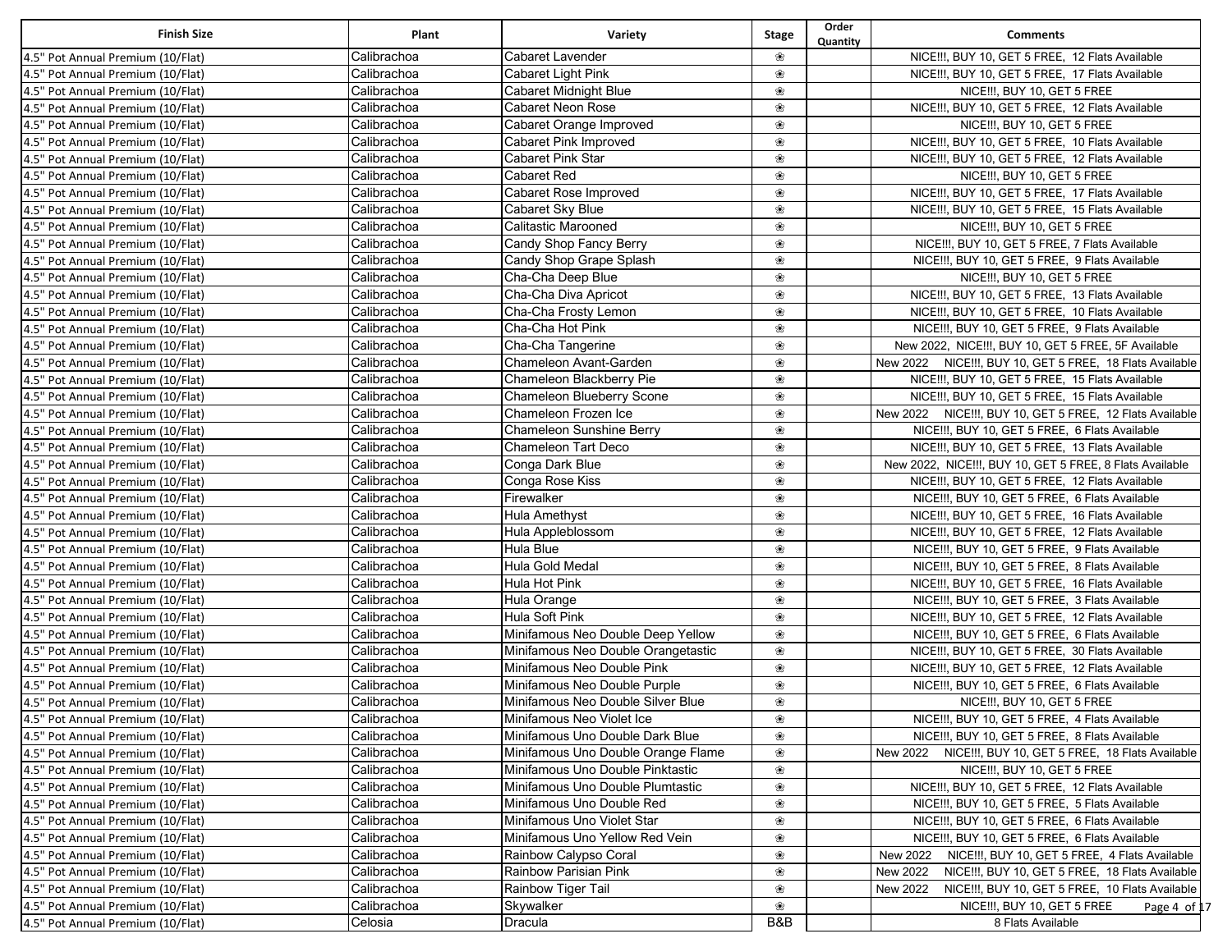| Finish Size | Plant | Variety | Stage | Order Quantity | Comments |
|---|---|---|---|---|---|
| 4.5" Pot Annual Premium (10/Flat) | Calibrachoa | Cabaret Lavender | ❀ | | NICE!!!, BUY 10, GET 5 FREE, 12 Flats Available |
| 4.5" Pot Annual Premium (10/Flat) | Calibrachoa | Cabaret Light Pink | ❀ | | NICE!!!, BUY 10, GET 5 FREE, 17 Flats Available |
| 4.5" Pot Annual Premium (10/Flat) | Calibrachoa | Cabaret Midnight Blue | ❀ | | NICE!!!, BUY 10, GET 5 FREE |
| 4.5" Pot Annual Premium (10/Flat) | Calibrachoa | Cabaret Neon Rose | ❀ | | NICE!!!, BUY 10, GET 5 FREE, 12 Flats Available |
| 4.5" Pot Annual Premium (10/Flat) | Calibrachoa | Cabaret Orange Improved | ❀ | | NICE!!!, BUY 10, GET 5 FREE |
| 4.5" Pot Annual Premium (10/Flat) | Calibrachoa | Cabaret Pink Improved | ❀ | | NICE!!!, BUY 10, GET 5 FREE, 10 Flats Available |
| 4.5" Pot Annual Premium (10/Flat) | Calibrachoa | Cabaret Pink Star | ❀ | | NICE!!!, BUY 10, GET 5 FREE, 12 Flats Available |
| 4.5" Pot Annual Premium (10/Flat) | Calibrachoa | Cabaret Red | ❀ | | NICE!!!, BUY 10, GET 5 FREE |
| 4.5" Pot Annual Premium (10/Flat) | Calibrachoa | Cabaret Rose Improved | ❀ | | NICE!!!, BUY 10, GET 5 FREE, 17 Flats Available |
| 4.5" Pot Annual Premium (10/Flat) | Calibrachoa | Cabaret Sky Blue | ❀ | | NICE!!!, BUY 10, GET 5 FREE, 15 Flats Available |
| 4.5" Pot Annual Premium (10/Flat) | Calibrachoa | Calitastic Marooned | ❀ | | NICE!!!, BUY 10, GET 5 FREE |
| 4.5" Pot Annual Premium (10/Flat) | Calibrachoa | Candy Shop Fancy Berry | ❀ | | NICE!!!, BUY 10, GET 5 FREE, 7 Flats Available |
| 4.5" Pot Annual Premium (10/Flat) | Calibrachoa | Candy Shop Grape Splash | ❀ | | NICE!!!, BUY 10, GET 5 FREE, 9 Flats Available |
| 4.5" Pot Annual Premium (10/Flat) | Calibrachoa | Cha-Cha Deep Blue | ❀ | | NICE!!!, BUY 10, GET 5 FREE |
| 4.5" Pot Annual Premium (10/Flat) | Calibrachoa | Cha-Cha Diva Apricot | ❀ | | NICE!!!, BUY 10, GET 5 FREE, 13 Flats Available |
| 4.5" Pot Annual Premium (10/Flat) | Calibrachoa | Cha-Cha Frosty Lemon | ❀ | | NICE!!!, BUY 10, GET 5 FREE, 10 Flats Available |
| 4.5" Pot Annual Premium (10/Flat) | Calibrachoa | Cha-Cha Hot Pink | ❀ | | NICE!!!, BUY 10, GET 5 FREE, 9 Flats Available |
| 4.5" Pot Annual Premium (10/Flat) | Calibrachoa | Cha-Cha Tangerine | ❀ | | New 2022, NICE!!!, BUY 10, GET 5 FREE, 5F Available |
| 4.5" Pot Annual Premium (10/Flat) | Calibrachoa | Chameleon Avant-Garden | ❀ | | New 2022 NICE!!!, BUY 10, GET 5 FREE, 18 Flats Available |
| 4.5" Pot Annual Premium (10/Flat) | Calibrachoa | Chameleon Blackberry Pie | ❀ | | NICE!!!, BUY 10, GET 5 FREE, 15 Flats Available |
| 4.5" Pot Annual Premium (10/Flat) | Calibrachoa | Chameleon Blueberry Scone | ❀ | | NICE!!!, BUY 10, GET 5 FREE, 15 Flats Available |
| 4.5" Pot Annual Premium (10/Flat) | Calibrachoa | Chameleon Frozen Ice | ❀ | | New 2022 NICE!!!, BUY 10, GET 5 FREE, 12 Flats Available |
| 4.5" Pot Annual Premium (10/Flat) | Calibrachoa | Chameleon Sunshine Berry | ❀ | | NICE!!!, BUY 10, GET 5 FREE, 6 Flats Available |
| 4.5" Pot Annual Premium (10/Flat) | Calibrachoa | Chameleon Tart Deco | ❀ | | NICE!!!, BUY 10, GET 5 FREE, 13 Flats Available |
| 4.5" Pot Annual Premium (10/Flat) | Calibrachoa | Conga Dark Blue | ❀ | | New 2022, NICE!!!, BUY 10, GET 5 FREE, 8 Flats Available |
| 4.5" Pot Annual Premium (10/Flat) | Calibrachoa | Conga Rose Kiss | ❀ | | NICE!!!, BUY 10, GET 5 FREE, 12 Flats Available |
| 4.5" Pot Annual Premium (10/Flat) | Calibrachoa | Firewalker | ❀ | | NICE!!!, BUY 10, GET 5 FREE, 6 Flats Available |
| 4.5" Pot Annual Premium (10/Flat) | Calibrachoa | Hula Amethyst | ❀ | | NICE!!!, BUY 10, GET 5 FREE, 16 Flats Available |
| 4.5" Pot Annual Premium (10/Flat) | Calibrachoa | Hula Appleblossom | ❀ | | NICE!!!, BUY 10, GET 5 FREE, 12 Flats Available |
| 4.5" Pot Annual Premium (10/Flat) | Calibrachoa | Hula Blue | ❀ | | NICE!!!, BUY 10, GET 5 FREE, 9 Flats Available |
| 4.5" Pot Annual Premium (10/Flat) | Calibrachoa | Hula Gold Medal | ❀ | | NICE!!!, BUY 10, GET 5 FREE, 8 Flats Available |
| 4.5" Pot Annual Premium (10/Flat) | Calibrachoa | Hula Hot Pink | ❀ | | NICE!!!, BUY 10, GET 5 FREE, 16 Flats Available |
| 4.5" Pot Annual Premium (10/Flat) | Calibrachoa | Hula Orange | ❀ | | NICE!!!, BUY 10, GET 5 FREE, 3 Flats Available |
| 4.5" Pot Annual Premium (10/Flat) | Calibrachoa | Hula Soft Pink | ❀ | | NICE!!!, BUY 10, GET 5 FREE, 12 Flats Available |
| 4.5" Pot Annual Premium (10/Flat) | Calibrachoa | Minifamous Neo Double Deep Yellow | ❀ | | NICE!!!, BUY 10, GET 5 FREE, 6 Flats Available |
| 4.5" Pot Annual Premium (10/Flat) | Calibrachoa | Minifamous Neo Double Orangetastic | ❀ | | NICE!!!, BUY 10, GET 5 FREE, 30 Flats Available |
| 4.5" Pot Annual Premium (10/Flat) | Calibrachoa | Minifamous Neo Double Pink | ❀ | | NICE!!!, BUY 10, GET 5 FREE, 12 Flats Available |
| 4.5" Pot Annual Premium (10/Flat) | Calibrachoa | Minifamous Neo Double Purple | ❀ | | NICE!!!, BUY 10, GET 5 FREE, 6 Flats Available |
| 4.5" Pot Annual Premium (10/Flat) | Calibrachoa | Minifamous Neo Double Silver Blue | ❀ | | NICE!!!, BUY 10, GET 5 FREE |
| 4.5" Pot Annual Premium (10/Flat) | Calibrachoa | Minifamous Neo Violet Ice | ❀ | | NICE!!!, BUY 10, GET 5 FREE, 4 Flats Available |
| 4.5" Pot Annual Premium (10/Flat) | Calibrachoa | Minifamous Uno Double Dark Blue | ❀ | | NICE!!!, BUY 10, GET 5 FREE, 8 Flats Available |
| 4.5" Pot Annual Premium (10/Flat) | Calibrachoa | Minifamous Uno Double Orange Flame | ❀ | | New 2022 NICE!!!, BUY 10, GET 5 FREE, 18 Flats Available |
| 4.5" Pot Annual Premium (10/Flat) | Calibrachoa | Minifamous Uno Double Pinktastic | ❀ | | NICE!!!, BUY 10, GET 5 FREE |
| 4.5" Pot Annual Premium (10/Flat) | Calibrachoa | Minifamous Uno Double Plumtastic | ❀ | | NICE!!!, BUY 10, GET 5 FREE, 12 Flats Available |
| 4.5" Pot Annual Premium (10/Flat) | Calibrachoa | Minifamous Uno Double Red | ❀ | | NICE!!!, BUY 10, GET 5 FREE, 5 Flats Available |
| 4.5" Pot Annual Premium (10/Flat) | Calibrachoa | Minifamous Uno Violet Star | ❀ | | NICE!!!, BUY 10, GET 5 FREE, 6 Flats Available |
| 4.5" Pot Annual Premium (10/Flat) | Calibrachoa | Minifamous Uno Yellow Red Vein | ❀ | | NICE!!!, BUY 10, GET 5 FREE, 6 Flats Available |
| 4.5" Pot Annual Premium (10/Flat) | Calibrachoa | Rainbow Calypso Coral | ❀ | | New 2022 NICE!!!, BUY 10, GET 5 FREE, 4 Flats Available |
| 4.5" Pot Annual Premium (10/Flat) | Calibrachoa | Rainbow Parisian Pink | ❀ | | New 2022 NICE!!!, BUY 10, GET 5 FREE, 18 Flats Available |
| 4.5" Pot Annual Premium (10/Flat) | Calibrachoa | Rainbow Tiger Tail | ❀ | | New 2022 NICE!!!, BUY 10, GET 5 FREE, 10 Flats Available |
| 4.5" Pot Annual Premium (10/Flat) | Calibrachoa | Skywalker | ❀ | | NICE!!!, BUY 10, GET 5 FREE |
| 4.5" Pot Annual Premium (10/Flat) | Celosia | Dracula | B&B | | 8 Flats Available |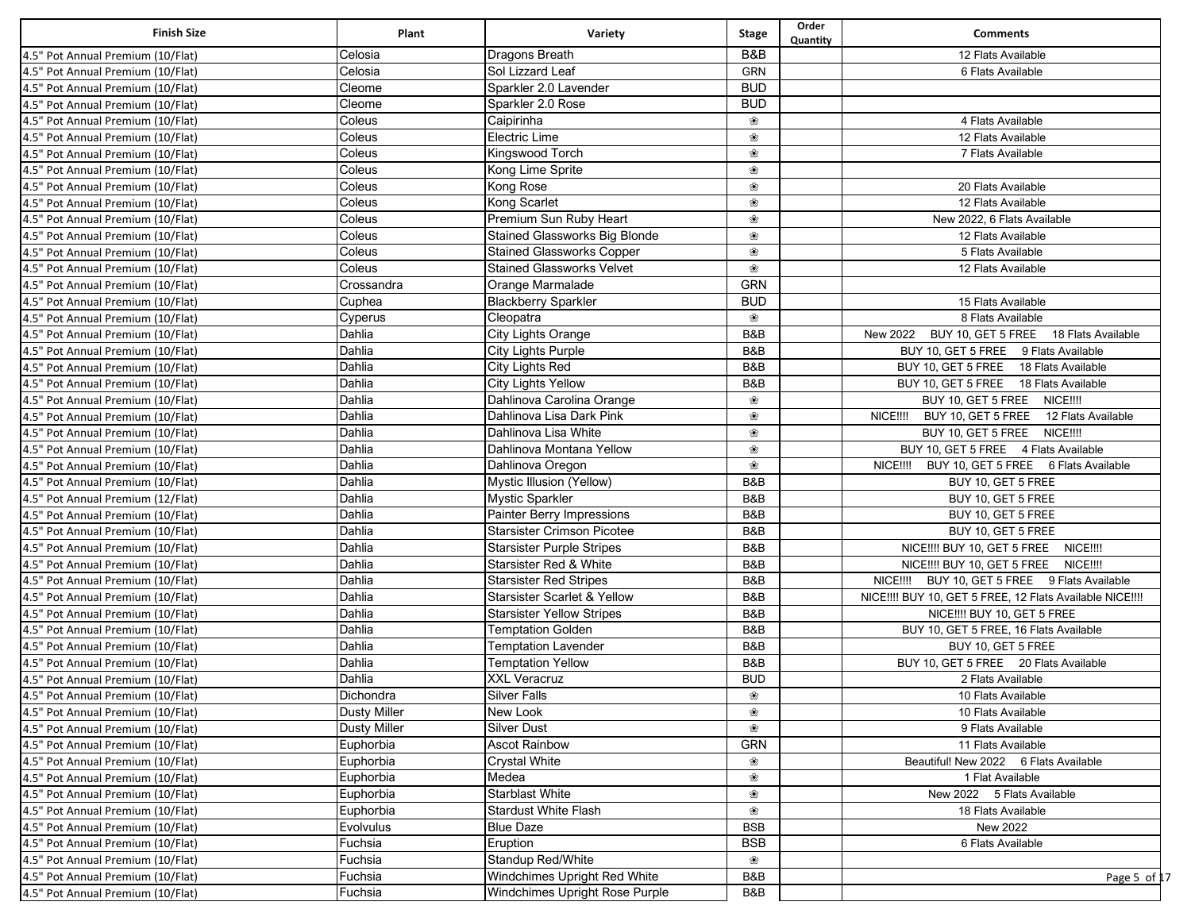| Finish Size | Plant | Variety | Stage | Order Quantity | Comments |
|---|---|---|---|---|---|
| 4.5" Pot Annual Premium (10/Flat) | Celosia | Dragons Breath | B&B | | 12 Flats Available |
| 4.5" Pot Annual Premium (10/Flat) | Celosia | Sol Lizzard Leaf | GRN | | 6 Flats Available |
| 4.5" Pot Annual Premium (10/Flat) | Cleome | Sparkler 2.0 Lavender | BUD | | |
| 4.5" Pot Annual Premium (10/Flat) | Cleome | Sparkler 2.0 Rose | BUD | | |
| 4.5" Pot Annual Premium (10/Flat) | Coleus | Caipirinha | ❀ | | 4 Flats Available |
| 4.5" Pot Annual Premium (10/Flat) | Coleus | Electric Lime | ❀ | | 12 Flats Available |
| 4.5" Pot Annual Premium (10/Flat) | Coleus | Kingswood Torch | ❀ | | 7 Flats Available |
| 4.5" Pot Annual Premium (10/Flat) | Coleus | Kong Lime Sprite | ❀ | | |
| 4.5" Pot Annual Premium (10/Flat) | Coleus | Kong Rose | ❀ | | 20 Flats Available |
| 4.5" Pot Annual Premium (10/Flat) | Coleus | Kong Scarlet | ❀ | | 12 Flats Available |
| 4.5" Pot Annual Premium (10/Flat) | Coleus | Premium Sun Ruby Heart | ❀ | | New 2022, 6 Flats Available |
| 4.5" Pot Annual Premium (10/Flat) | Coleus | Stained Glassworks Big Blonde | ❀ | | 12 Flats Available |
| 4.5" Pot Annual Premium (10/Flat) | Coleus | Stained Glassworks Copper | ❀ | | 5 Flats Available |
| 4.5" Pot Annual Premium (10/Flat) | Coleus | Stained Glassworks Velvet | ❀ | | 12 Flats Available |
| 4.5" Pot Annual Premium (10/Flat) | Crossandra | Orange Marmalade | GRN | | |
| 4.5" Pot Annual Premium (10/Flat) | Cuphea | Blackberry Sparkler | BUD | | 15 Flats Available |
| 4.5" Pot Annual Premium (10/Flat) | Cyperus | Cleopatra | ❀ | | 8 Flats Available |
| 4.5" Pot Annual Premium (10/Flat) | Dahlia | City Lights Orange | B&B | | New 2022 BUY 10, GET 5 FREE 18 Flats Available |
| 4.5" Pot Annual Premium (10/Flat) | Dahlia | City Lights Purple | B&B | | BUY 10, GET 5 FREE 9 Flats Available |
| 4.5" Pot Annual Premium (10/Flat) | Dahlia | City Lights Red | B&B | | BUY 10, GET 5 FREE 18 Flats Available |
| 4.5" Pot Annual Premium (10/Flat) | Dahlia | City Lights Yellow | B&B | | BUY 10, GET 5 FREE 18 Flats Available |
| 4.5" Pot Annual Premium (10/Flat) | Dahlia | Dahlinova Carolina Orange | ❀ | | BUY 10, GET 5 FREE NICE!!!! |
| 4.5" Pot Annual Premium (10/Flat) | Dahlia | Dahlinova Lisa Dark Pink | ❀ | | NICE!!!! BUY 10, GET 5 FREE 12 Flats Available |
| 4.5" Pot Annual Premium (10/Flat) | Dahlia | Dahlinova Lisa White | ❀ | | BUY 10, GET 5 FREE NICE!!!! |
| 4.5" Pot Annual Premium (10/Flat) | Dahlia | Dahlinova Montana Yellow | ❀ | | BUY 10, GET 5 FREE 4 Flats Available |
| 4.5" Pot Annual Premium (10/Flat) | Dahlia | Dahlinova Oregon | ❀ | | NICE!!!! BUY 10, GET 5 FREE 6 Flats Available |
| 4.5" Pot Annual Premium (10/Flat) | Dahlia | Mystic Illusion (Yellow) | B&B | | BUY 10, GET 5 FREE |
| 4.5" Pot Annual Premium (12/Flat) | Dahlia | Mystic Sparkler | B&B | | BUY 10, GET 5 FREE |
| 4.5" Pot Annual Premium (10/Flat) | Dahlia | Painter Berry Impressions | B&B | | BUY 10, GET 5 FREE |
| 4.5" Pot Annual Premium (10/Flat) | Dahlia | Starsister Crimson Picotee | B&B | | BUY 10, GET 5 FREE |
| 4.5" Pot Annual Premium (10/Flat) | Dahlia | Starsister Purple Stripes | B&B | | NICE!!!! BUY 10, GET 5 FREE NICE!!!! |
| 4.5" Pot Annual Premium (10/Flat) | Dahlia | Starsister Red & White | B&B | | NICE!!!! BUY 10, GET 5 FREE NICE!!!! |
| 4.5" Pot Annual Premium (10/Flat) | Dahlia | Starsister Red Stripes | B&B | | NICE!!!! BUY 10, GET 5 FREE 9 Flats Available |
| 4.5" Pot Annual Premium (10/Flat) | Dahlia | Starsister Scarlet & Yellow | B&B | | NICE!!!! BUY 10, GET 5 FREE, 12 Flats Available NICE!!!! |
| 4.5" Pot Annual Premium (10/Flat) | Dahlia | Starsister Yellow Stripes | B&B | | NICE!!!! BUY 10, GET 5 FREE |
| 4.5" Pot Annual Premium (10/Flat) | Dahlia | Temptation Golden | B&B | | BUY 10, GET 5 FREE, 16 Flats Available |
| 4.5" Pot Annual Premium (10/Flat) | Dahlia | Temptation Lavender | B&B | | BUY 10, GET 5 FREE |
| 4.5" Pot Annual Premium (10/Flat) | Dahlia | Temptation Yellow | B&B | | BUY 10, GET 5 FREE 20 Flats Available |
| 4.5" Pot Annual Premium (10/Flat) | Dahlia | XXL Veracruz | BUD | | 2 Flats Available |
| 4.5" Pot Annual Premium (10/Flat) | Dichondra | Silver Falls | ❀ | | 10 Flats Available |
| 4.5" Pot Annual Premium (10/Flat) | Dusty Miller | New Look | ❀ | | 10 Flats Available |
| 4.5" Pot Annual Premium (10/Flat) | Dusty Miller | Silver Dust | ❀ | | 9 Flats Available |
| 4.5" Pot Annual Premium (10/Flat) | Euphorbia | Ascot Rainbow | GRN | | 11 Flats Available |
| 4.5" Pot Annual Premium (10/Flat) | Euphorbia | Crystal White | ❀ | | Beautiful! New 2022 6 Flats Available |
| 4.5" Pot Annual Premium (10/Flat) | Euphorbia | Medea | ❀ | | 1 Flat Available |
| 4.5" Pot Annual Premium (10/Flat) | Euphorbia | Starblast White | ❀ | | New 2022 5 Flats Available |
| 4.5" Pot Annual Premium (10/Flat) | Euphorbia | Stardust White Flash | ❀ | | 18 Flats Available |
| 4.5" Pot Annual Premium (10/Flat) | Evolvulus | Blue Daze | BSB | | New 2022 |
| 4.5" Pot Annual Premium (10/Flat) | Fuchsia | Eruption | BSB | | 6 Flats Available |
| 4.5" Pot Annual Premium (10/Flat) | Fuchsia | Standup Red/White | ❀ | | |
| 4.5" Pot Annual Premium (10/Flat) | Fuchsia | Windchimes Upright Red White | B&B | | |
| 4.5" Pot Annual Premium (10/Flat) | Fuchsia | Windchimes Upright Rose Purple | B&B | | |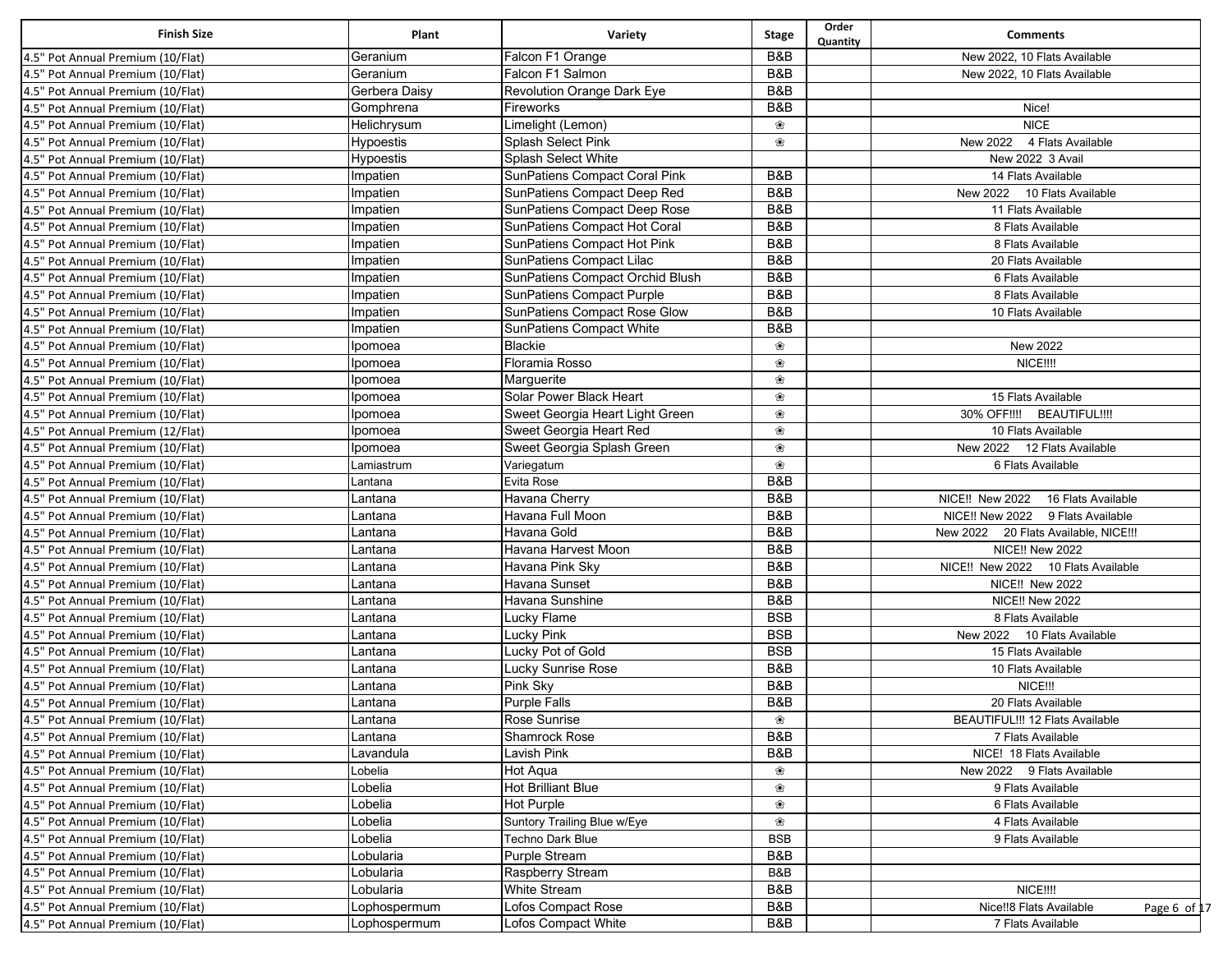| Finish Size | Plant | Variety | Stage | Order Quantity | Comments |
|---|---|---|---|---|---|
| 4.5" Pot Annual Premium (10/Flat) | Geranium | Falcon F1 Orange | B&B | | New 2022, 10 Flats Available |
| 4.5" Pot Annual Premium (10/Flat) | Geranium | Falcon F1 Salmon | B&B | | New 2022, 10 Flats Available |
| 4.5" Pot Annual Premium (10/Flat) | Gerbera Daisy | Revolution Orange Dark Eye | B&B | | |
| 4.5" Pot Annual Premium (10/Flat) | Gomphrena | Fireworks | B&B | | Nice! |
| 4.5" Pot Annual Premium (10/Flat) | Helichrysum | Limelight (Lemon) | ❀ | | NICE |
| 4.5" Pot Annual Premium (10/Flat) | Hypoestis | Splash Select Pink | ❀ | | New 2022 4 Flats Available |
| 4.5" Pot Annual Premium (10/Flat) | Hypoestis | Splash Select White | | | New 2022 3 Avail |
| 4.5" Pot Annual Premium (10/Flat) | Impatien | SunPatiens Compact Coral Pink | B&B | | 14 Flats Available |
| 4.5" Pot Annual Premium (10/Flat) | Impatien | SunPatiens Compact Deep Red | B&B | | New 2022 10 Flats Available |
| 4.5" Pot Annual Premium (10/Flat) | Impatien | SunPatiens Compact Deep Rose | B&B | | 11 Flats Available |
| 4.5" Pot Annual Premium (10/Flat) | Impatien | SunPatiens Compact Hot Coral | B&B | | 8 Flats Available |
| 4.5" Pot Annual Premium (10/Flat) | Impatien | SunPatiens Compact Hot Pink | B&B | | 8 Flats Available |
| 4.5" Pot Annual Premium (10/Flat) | Impatien | SunPatiens Compact Lilac | B&B | | 20 Flats Available |
| 4.5" Pot Annual Premium (10/Flat) | Impatien | SunPatiens Compact Orchid Blush | B&B | | 6 Flats Available |
| 4.5" Pot Annual Premium (10/Flat) | Impatien | SunPatiens Compact Purple | B&B | | 8 Flats Available |
| 4.5" Pot Annual Premium (10/Flat) | Impatien | SunPatiens Compact Rose Glow | B&B | | 10 Flats Available |
| 4.5" Pot Annual Premium (10/Flat) | Impatien | SunPatiens Compact White | B&B | | |
| 4.5" Pot Annual Premium (10/Flat) | Ipomoea | Blackie | ❀ | | New 2022 |
| 4.5" Pot Annual Premium (10/Flat) | Ipomoea | Floramia Rosso | ❀ | | NICE!!!! |
| 4.5" Pot Annual Premium (10/Flat) | Ipomoea | Marguerite | ❀ | | |
| 4.5" Pot Annual Premium (10/Flat) | Ipomoea | Solar Power Black Heart | ❀ | | 15 Flats Available |
| 4.5" Pot Annual Premium (10/Flat) | Ipomoea | Sweet Georgia Heart Light Green | ❀ | | 30% OFF!!!! BEAUTIFUL!!!! |
| 4.5" Pot Annual Premium (12/Flat) | Ipomoea | Sweet Georgia Heart Red | ❀ | | 10 Flats Available |
| 4.5" Pot Annual Premium (10/Flat) | Ipomoea | Sweet Georgia Splash Green | ❀ | | New 2022 12 Flats Available |
| 4.5" Pot Annual Premium (10/Flat) | Lamiastrum | Variegatum | ❀ | | 6 Flats Available |
| 4.5" Pot Annual Premium (10/Flat) | Lantana | Evita Rose | B&B | | |
| 4.5" Pot Annual Premium (10/Flat) | Lantana | Havana Cherry | B&B | | NICE!! New 2022 16 Flats Available |
| 4.5" Pot Annual Premium (10/Flat) | Lantana | Havana Full Moon | B&B | | NICE!! New 2022 9 Flats Available |
| 4.5" Pot Annual Premium (10/Flat) | Lantana | Havana Gold | B&B | | New 2022 20 Flats Available, NICE!!! |
| 4.5" Pot Annual Premium (10/Flat) | Lantana | Havana Harvest Moon | B&B | | NICE!! New 2022 |
| 4.5" Pot Annual Premium (10/Flat) | Lantana | Havana Pink Sky | B&B | | NICE!! New 2022 10 Flats Available |
| 4.5" Pot Annual Premium (10/Flat) | Lantana | Havana Sunset | B&B | | NICE!! New 2022 |
| 4.5" Pot Annual Premium (10/Flat) | Lantana | Havana Sunshine | B&B | | NICE!! New 2022 |
| 4.5" Pot Annual Premium (10/Flat) | Lantana | Lucky Flame | BSB | | 8 Flats Available |
| 4.5" Pot Annual Premium (10/Flat) | Lantana | Lucky Pink | BSB | | New 2022 10 Flats Available |
| 4.5" Pot Annual Premium (10/Flat) | Lantana | Lucky Pot of Gold | BSB | | 15 Flats Available |
| 4.5" Pot Annual Premium (10/Flat) | Lantana | Lucky Sunrise Rose | B&B | | 10 Flats Available |
| 4.5" Pot Annual Premium (10/Flat) | Lantana | Pink Sky | B&B | | NICE!!! |
| 4.5" Pot Annual Premium (10/Flat) | Lantana | Purple Falls | B&B | | 20 Flats Available |
| 4.5" Pot Annual Premium (10/Flat) | Lantana | Rose Sunrise | ❀ | | BEAUTIFUL!!! 12 Flats Available |
| 4.5" Pot Annual Premium (10/Flat) | Lantana | Shamrock Rose | B&B | | 7 Flats Available |
| 4.5" Pot Annual Premium (10/Flat) | Lavandula | Lavish Pink | B&B | | NICE! 18 Flats Available |
| 4.5" Pot Annual Premium (10/Flat) | Lobelia | Hot Aqua | ❀ | | New 2022 9 Flats Available |
| 4.5" Pot Annual Premium (10/Flat) | Lobelia | Hot Brilliant Blue | ❀ | | 9 Flats Available |
| 4.5" Pot Annual Premium (10/Flat) | Lobelia | Hot Purple | ❀ | | 6 Flats Available |
| 4.5" Pot Annual Premium (10/Flat) | Lobelia | Suntory Trailing Blue w/Eye | ❀ | | 4 Flats Available |
| 4.5" Pot Annual Premium (10/Flat) | Lobelia | Techno Dark Blue | BSB | | 9 Flats Available |
| 4.5" Pot Annual Premium (10/Flat) | Lobularia | Purple Stream | B&B | | |
| 4.5" Pot Annual Premium (10/Flat) | Lobularia | Raspberry Stream | B&B | | |
| 4.5" Pot Annual Premium (10/Flat) | Lobularia | White Stream | B&B | | NICE!!!! |
| 4.5" Pot Annual Premium (10/Flat) | Lophospermum | Lofos Compact Rose | B&B | | Nice!!8 Flats Available |
| 4.5" Pot Annual Premium (10/Flat) | Lophospermum | Lofos Compact White | B&B | | 7 Flats Available |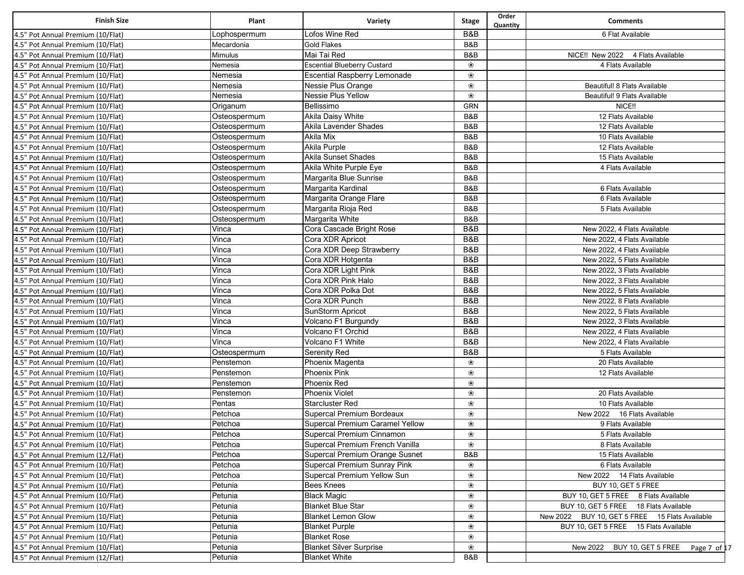| Finish Size | Plant | Variety | Stage | Order Quantity | Comments |
|---|---|---|---|---|---|
| 4.5" Pot Annual Premium (10/Flat) | Lophospermum | Lofos Wine Red | B&B | | 6 Flat Available |
| 4.5" Pot Annual Premium (10/Flat) | Mecardonia | Gold Flakes | B&B | | |
| 4.5" Pot Annual Premium (10/Flat) | Mimulus | Mai Tai Red | B&B | | NICE!! New 2022 4 Flats Available |
| 4.5" Pot Annual Premium (10/Flat) | Nemesia | Escential Blueberry Custard | ❀ | | 4 Flats Available |
| 4.5" Pot Annual Premium (10/Flat) | Nemesia | Escential Raspberry Lemonade | ❀ | | |
| 4.5" Pot Annual Premium (10/Flat) | Nemesia | Nessie Plus Orange | ❀ | | Beautiful! 8 Flats Available |
| 4.5" Pot Annual Premium (10/Flat) | Nemesia | Nessie Plus Yellow | ❀ | | Beautiful! 9 Flats Available |
| 4.5" Pot Annual Premium (10/Flat) | Origanum | Bellissimo | GRN | | NICE!! |
| 4.5" Pot Annual Premium (10/Flat) | Osteospermum | Akila Daisy White | B&B | | 12 Flats Available |
| 4.5" Pot Annual Premium (10/Flat) | Osteospermum | Akila Lavender Shades | B&B | | 12 Flats Available |
| 4.5" Pot Annual Premium (10/Flat) | Osteospermum | Akila Mix | B&B | | 10 Flats Available |
| 4.5" Pot Annual Premium (10/Flat) | Osteospermum | Akila Purple | B&B | | 12 Flats Available |
| 4.5" Pot Annual Premium (10/Flat) | Osteospermum | Akila Sunset Shades | B&B | | 15 Flats Available |
| 4.5" Pot Annual Premium (10/Flat) | Osteospermum | Akila White Purple Eye | B&B | | 4 Flats Available |
| 4.5" Pot Annual Premium (10/Flat) | Osteospermum | Margarita Blue Sunrise | B&B | | |
| 4.5" Pot Annual Premium (10/Flat) | Osteospermum | Margarita Kardinal | B&B | | 6 Flats Available |
| 4.5" Pot Annual Premium (10/Flat) | Osteospermum | Margarita Orange Flare | B&B | | 6 Flats Available |
| 4.5" Pot Annual Premium (10/Flat) | Osteospermum | Margarita Rioja Red | B&B | | 5 Flats Available |
| 4.5" Pot Annual Premium (10/Flat) | Osteospermum | Margarita White | B&B | | |
| 4.5" Pot Annual Premium (10/Flat) | Vinca | Cora Cascade Bright Rose | B&B | | New 2022, 4 Flats Available |
| 4.5" Pot Annual Premium (10/Flat) | Vinca | Cora XDR Apricot | B&B | | New 2022, 4 Flats Available |
| 4.5" Pot Annual Premium (10/Flat) | Vinca | Cora XDR Deep Strawberry | B&B | | New 2022, 4 Flats Available |
| 4.5" Pot Annual Premium (10/Flat) | Vinca | Cora XDR Hotgenta | B&B | | New 2022, 5 Flats Available |
| 4.5" Pot Annual Premium (10/Flat) | Vinca | Cora XDR Light Pink | B&B | | New 2022, 3 Flats Available |
| 4.5" Pot Annual Premium (10/Flat) | Vinca | Cora XDR Pink Halo | B&B | | New 2022, 3 Flats Available |
| 4.5" Pot Annual Premium (10/Flat) | Vinca | Cora XDR Polka Dot | B&B | | New 2022, 5 Flats Available |
| 4.5" Pot Annual Premium (10/Flat) | Vinca | Cora XDR Punch | B&B | | New 2022, 8 Flats Available |
| 4.5" Pot Annual Premium (10/Flat) | Vinca | SunStorm Apricot | B&B | | New 2022, 5 Flats Available |
| 4.5" Pot Annual Premium (10/Flat) | Vinca | Volcano F1 Burgundy | B&B | | New 2022, 3 Flats Available |
| 4.5" Pot Annual Premium (10/Flat) | Vinca | Volcano F1 Orchid | B&B | | New 2022, 4 Flats Available |
| 4.5" Pot Annual Premium (10/Flat) | Vinca | Volcano F1 White | B&B | | New 2022, 4 Flats Available |
| 4.5" Pot Annual Premium (10/Flat) | Osteospermum | Serenity Red | B&B | | 5 Flats Available |
| 4.5" Pot Annual Premium (10/Flat) | Penstemon | Phoenix Magenta | ❀ | | 20 Flats Available |
| 4.5" Pot Annual Premium (10/Flat) | Penstemon | Phoenix Pink | ❀ | | 12 Flats Available |
| 4.5" Pot Annual Premium (10/Flat) | Penstemon | Phoenix Red | ❀ | | |
| 4.5" Pot Annual Premium (10/Flat) | Penstemon | Phoenix Violet | ❀ | | 20 Flats Available |
| 4.5" Pot Annual Premium (10/Flat) | Pentas | Starcluster Red | ❀ | | 10 Flats Available |
| 4.5" Pot Annual Premium (10/Flat) | Petchoa | Supercal Premium Bordeaux | ❀ | | New 2022 16 Flats Available |
| 4.5" Pot Annual Premium (10/Flat) | Petchoa | Supercal Premium Caramel Yellow | ❀ | | 9 Flats Available |
| 4.5" Pot Annual Premium (10/Flat) | Petchoa | Supercal Premium Cinnamon | ❀ | | 5 Flats Available |
| 4.5" Pot Annual Premium (10/Flat) | Petchoa | Supercal Premium French Vanilla | ❀ | | 8 Flats Available |
| 4.5" Pot Annual Premium (12/Flat) | Petchoa | Supercal Premium Orange Susnet | B&B | | 15 Flats Available |
| 4.5" Pot Annual Premium (10/Flat) | Petchoa | Supercal Premium Sunray Pink | ❀ | | 6 Flats Available |
| 4.5" Pot Annual Premium (10/Flat) | Petchoa | Supercal Premium Yellow Sun | ❀ | | New 2022 14 Flats Available |
| 4.5" Pot Annual Premium (10/Flat) | Petunia | Bees Knees | ❀ | | BUY 10, GET 5 FREE |
| 4.5" Pot Annual Premium (10/Flat) | Petunia | Black Magic | ❀ | | BUY 10, GET 5 FREE 8 Flats Available |
| 4.5" Pot Annual Premium (10/Flat) | Petunia | Blanket Blue Star | ❀ | | BUY 10, GET 5 FREE 18 Flats Available |
| 4.5" Pot Annual Premium (10/Flat) | Petunia | Blanket Lemon Glow | ❀ | | New 2022 BUY 10, GET 5 FREE 15 Flats Available |
| 4.5" Pot Annual Premium (10/Flat) | Petunia | Blanket Purple | ❀ | | BUY 10, GET 5 FREE 15 Flats Available |
| 4.5" Pot Annual Premium (10/Flat) | Petunia | Blanket Rose | ❀ | | |
| 4.5" Pot Annual Premium (10/Flat) | Petunia | Blanket Silver Surprise | ❀ | | New 2022 BUY 10, GET 5 FREE |
| 4.5" Pot Annual Premium (12/Flat) | Petunia | Blanket White | B&B | | |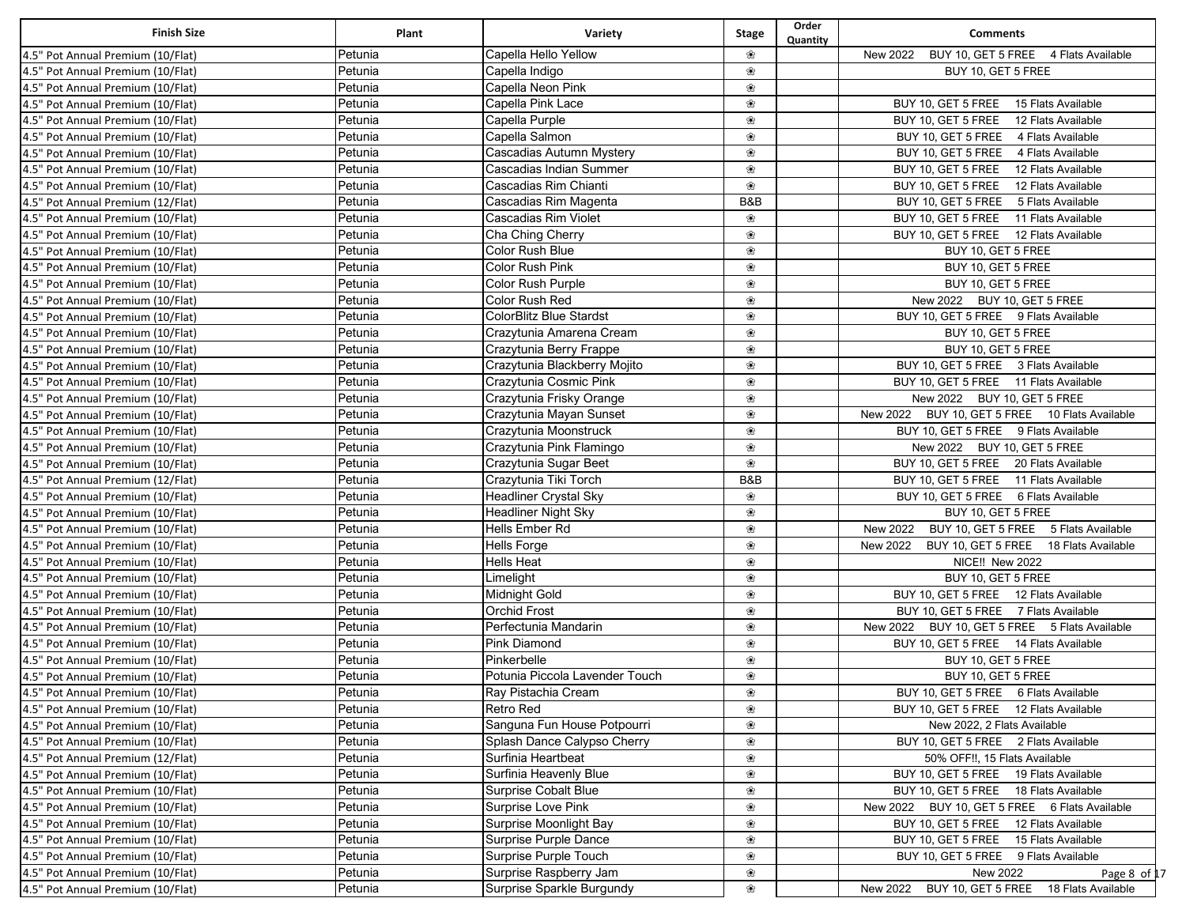| Finish Size | Plant | Variety | Stage | Order Quantity | Comments |
|---|---|---|---|---|---|
| 4.5" Pot Annual Premium (10/Flat) | Petunia | Capella Hello Yellow | ❀ | | New 2022 BUY 10, GET 5 FREE 4 Flats Available |
| 4.5" Pot Annual Premium (10/Flat) | Petunia | Capella Indigo | ❀ | | BUY 10, GET 5 FREE |
| 4.5" Pot Annual Premium (10/Flat) | Petunia | Capella Neon Pink | ❀ | | |
| 4.5" Pot Annual Premium (10/Flat) | Petunia | Capella Pink Lace | ❀ | | BUY 10, GET 5 FREE 15 Flats Available |
| 4.5" Pot Annual Premium (10/Flat) | Petunia | Capella Purple | ❀ | | BUY 10, GET 5 FREE 12 Flats Available |
| 4.5" Pot Annual Premium (10/Flat) | Petunia | Capella Salmon | ❀ | | BUY 10, GET 5 FREE 4 Flats Available |
| 4.5" Pot Annual Premium (10/Flat) | Petunia | Cascadias Autumn Mystery | ❀ | | BUY 10, GET 5 FREE 4 Flats Available |
| 4.5" Pot Annual Premium (10/Flat) | Petunia | Cascadias Indian Summer | ❀ | | BUY 10, GET 5 FREE 12 Flats Available |
| 4.5" Pot Annual Premium (10/Flat) | Petunia | Cascadias Rim Chianti | ❀ | | BUY 10, GET 5 FREE 12 Flats Available |
| 4.5" Pot Annual Premium (12/Flat) | Petunia | Cascadias Rim Magenta | B&B | | BUY 10, GET 5 FREE 5 Flats Available |
| 4.5" Pot Annual Premium (10/Flat) | Petunia | Cascadias Rim Violet | ❀ | | BUY 10, GET 5 FREE 11 Flats Available |
| 4.5" Pot Annual Premium (10/Flat) | Petunia | Cha Ching Cherry | ❀ | | BUY 10, GET 5 FREE 12 Flats Available |
| 4.5" Pot Annual Premium (10/Flat) | Petunia | Color Rush Blue | ❀ | | BUY 10, GET 5 FREE |
| 4.5" Pot Annual Premium (10/Flat) | Petunia | Color Rush Pink | ❀ | | BUY 10, GET 5 FREE |
| 4.5" Pot Annual Premium (10/Flat) | Petunia | Color Rush Purple | ❀ | | BUY 10, GET 5 FREE |
| 4.5" Pot Annual Premium (10/Flat) | Petunia | Color Rush Red | ❀ | | New 2022 BUY 10, GET 5 FREE |
| 4.5" Pot Annual Premium (10/Flat) | Petunia | ColorBlitz Blue Stardst | ❀ | | BUY 10, GET 5 FREE 9 Flats Available |
| 4.5" Pot Annual Premium (10/Flat) | Petunia | Crazytunia Amarena Cream | ❀ | | BUY 10, GET 5 FREE |
| 4.5" Pot Annual Premium (10/Flat) | Petunia | Crazytunia Berry Frappe | ❀ | | BUY 10, GET 5 FREE |
| 4.5" Pot Annual Premium (10/Flat) | Petunia | Crazytunia Blackberry Mojito | ❀ | | BUY 10, GET 5 FREE 3 Flats Available |
| 4.5" Pot Annual Premium (10/Flat) | Petunia | Crazytunia Cosmic Pink | ❀ | | BUY 10, GET 5 FREE 11 Flats Available |
| 4.5" Pot Annual Premium (10/Flat) | Petunia | Crazytunia Frisky Orange | ❀ | | New 2022 BUY 10, GET 5 FREE |
| 4.5" Pot Annual Premium (10/Flat) | Petunia | Crazytunia Mayan Sunset | ❀ | | New 2022 BUY 10, GET 5 FREE 10 Flats Available |
| 4.5" Pot Annual Premium (10/Flat) | Petunia | Crazytunia Moonstruck | ❀ | | BUY 10, GET 5 FREE 9 Flats Available |
| 4.5" Pot Annual Premium (10/Flat) | Petunia | Crazytunia Pink Flamingo | ❀ | | New 2022 BUY 10, GET 5 FREE |
| 4.5" Pot Annual Premium (10/Flat) | Petunia | Crazytunia Sugar Beet | ❀ | | BUY 10, GET 5 FREE 20 Flats Available |
| 4.5" Pot Annual Premium (12/Flat) | Petunia | Crazytunia Tiki Torch | B&B | | BUY 10, GET 5 FREE 11 Flats Available |
| 4.5" Pot Annual Premium (10/Flat) | Petunia | Headliner Crystal Sky | ❀ | | BUY 10, GET 5 FREE 6 Flats Available |
| 4.5" Pot Annual Premium (10/Flat) | Petunia | Headliner Night Sky | ❀ | | BUY 10, GET 5 FREE |
| 4.5" Pot Annual Premium (10/Flat) | Petunia | Hells Ember Rd | ❀ | | New 2022 BUY 10, GET 5 FREE 5 Flats Available |
| 4.5" Pot Annual Premium (10/Flat) | Petunia | Hells Forge | ❀ | | New 2022 BUY 10, GET 5 FREE 18 Flats Available |
| 4.5" Pot Annual Premium (10/Flat) | Petunia | Hells Heat | ❀ | | NICE!! New 2022 |
| 4.5" Pot Annual Premium (10/Flat) | Petunia | Limelight | ❀ | | BUY 10, GET 5 FREE |
| 4.5" Pot Annual Premium (10/Flat) | Petunia | Midnight Gold | ❀ | | BUY 10, GET 5 FREE 12 Flats Available |
| 4.5" Pot Annual Premium (10/Flat) | Petunia | Orchid Frost | ❀ | | BUY 10, GET 5 FREE 7 Flats Available |
| 4.5" Pot Annual Premium (10/Flat) | Petunia | Perfectunia Mandarin | ❀ | | New 2022 BUY 10, GET 5 FREE 5 Flats Available |
| 4.5" Pot Annual Premium (10/Flat) | Petunia | Pink Diamond | ❀ | | BUY 10, GET 5 FREE 14 Flats Available |
| 4.5" Pot Annual Premium (10/Flat) | Petunia | Pinkerbelle | ❀ | | BUY 10, GET 5 FREE |
| 4.5" Pot Annual Premium (10/Flat) | Petunia | Potunia Piccola Lavender Touch | ❀ | | BUY 10, GET 5 FREE |
| 4.5" Pot Annual Premium (10/Flat) | Petunia | Ray Pistachia Cream | ❀ | | BUY 10, GET 5 FREE 6 Flats Available |
| 4.5" Pot Annual Premium (10/Flat) | Petunia | Retro Red | ❀ | | BUY 10, GET 5 FREE 12 Flats Available |
| 4.5" Pot Annual Premium (10/Flat) | Petunia | Sanguna Fun House Potpourri | ❀ | | New 2022, 2 Flats Available |
| 4.5" Pot Annual Premium (10/Flat) | Petunia | Splash Dance Calypso Cherry | ❀ | | BUY 10, GET 5 FREE 2 Flats Available |
| 4.5" Pot Annual Premium (12/Flat) | Petunia | Surfinia Heartbeat | ❀ | | 50% OFF!!, 15 Flats Available |
| 4.5" Pot Annual Premium (10/Flat) | Petunia | Surfinia Heavenly Blue | ❀ | | BUY 10, GET 5 FREE 19 Flats Available |
| 4.5" Pot Annual Premium (10/Flat) | Petunia | Surprise Cobalt Blue | ❀ | | BUY 10, GET 5 FREE 18 Flats Available |
| 4.5" Pot Annual Premium (10/Flat) | Petunia | Surprise Love Pink | ❀ | | New 2022 BUY 10, GET 5 FREE 6 Flats Available |
| 4.5" Pot Annual Premium (10/Flat) | Petunia | Surprise Moonlight Bay | ❀ | | BUY 10, GET 5 FREE 12 Flats Available |
| 4.5" Pot Annual Premium (10/Flat) | Petunia | Surprise Purple Dance | ❀ | | BUY 10, GET 5 FREE 15 Flats Available |
| 4.5" Pot Annual Premium (10/Flat) | Petunia | Surprise Purple Touch | ❀ | | BUY 10, GET 5 FREE 9 Flats Available |
| 4.5" Pot Annual Premium (10/Flat) | Petunia | Surprise Raspberry Jam | ❀ | | New 2022 |
| 4.5" Pot Annual Premium (10/Flat) | Petunia | Surprise Sparkle Burgundy | ❀ | | New 2022 BUY 10, GET 5 FREE 18 Flats Available |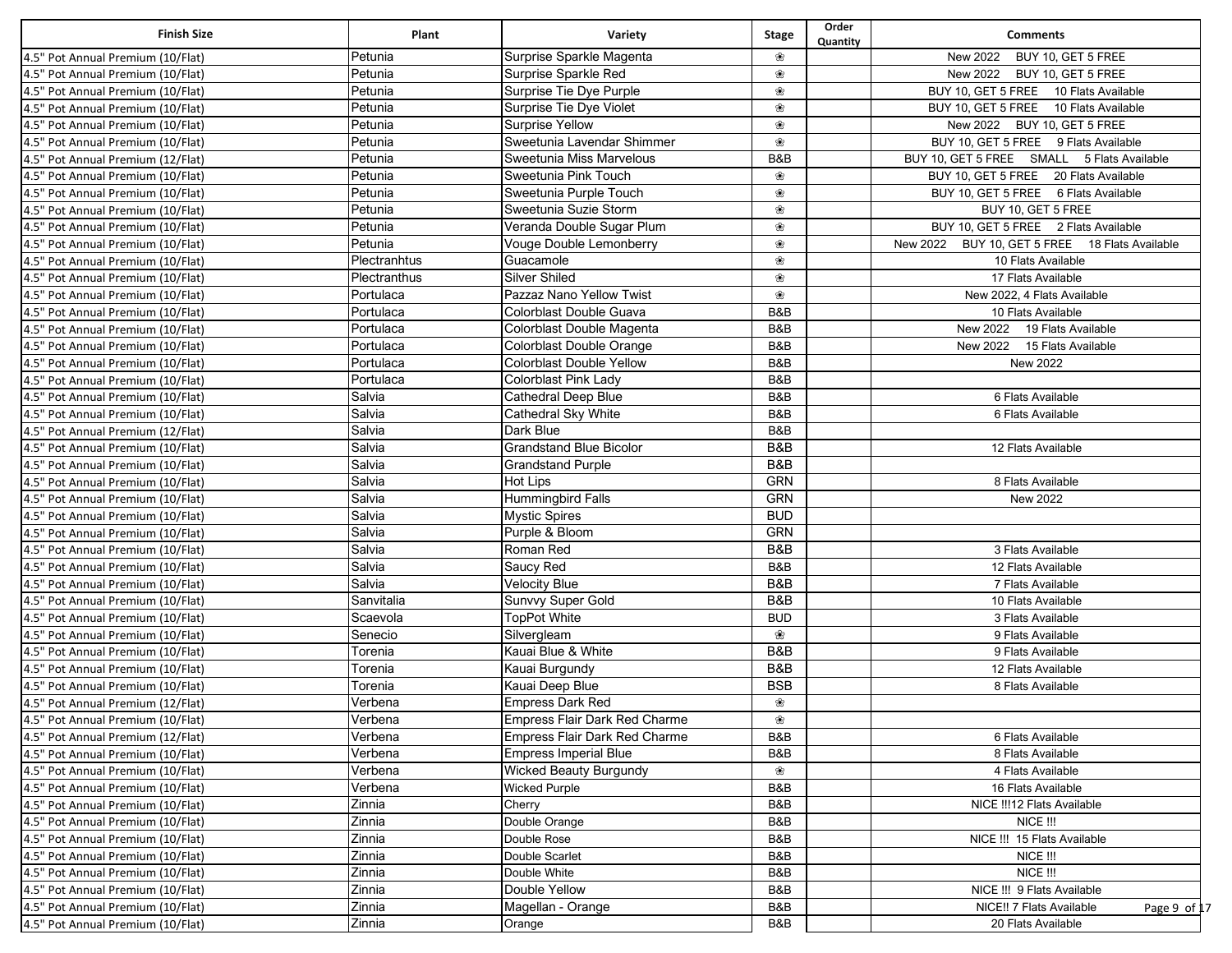| Finish Size | Plant | Variety | Stage | Order Quantity | Comments |
|---|---|---|---|---|---|
| 4.5" Pot Annual Premium (10/Flat) | Petunia | Surprise Sparkle Magenta | ❀ | | New 2022 BUY 10, GET 5 FREE |
| 4.5" Pot Annual Premium (10/Flat) | Petunia | Surprise Sparkle Red | ❀ | | New 2022 BUY 10, GET 5 FREE |
| 4.5" Pot Annual Premium (10/Flat) | Petunia | Surprise Tie Dye Purple | ❀ | | BUY 10, GET 5 FREE 10 Flats Available |
| 4.5" Pot Annual Premium (10/Flat) | Petunia | Surprise Tie Dye Violet | ❀ | | BUY 10, GET 5 FREE 10 Flats Available |
| 4.5" Pot Annual Premium (10/Flat) | Petunia | Surprise Yellow | ❀ | | New 2022 BUY 10, GET 5 FREE |
| 4.5" Pot Annual Premium (10/Flat) | Petunia | Sweetunia Lavendar Shimmer | ❀ | | BUY 10, GET 5 FREE 9 Flats Available |
| 4.5" Pot Annual Premium (12/Flat) | Petunia | Sweetunia Miss Marvelous | B&B | | BUY 10, GET 5 FREE SMALL 5 Flats Available |
| 4.5" Pot Annual Premium (10/Flat) | Petunia | Sweetunia Pink Touch | ❀ | | BUY 10, GET 5 FREE 20 Flats Available |
| 4.5" Pot Annual Premium (10/Flat) | Petunia | Sweetunia Purple Touch | ❀ | | BUY 10, GET 5 FREE 6 Flats Available |
| 4.5" Pot Annual Premium (10/Flat) | Petunia | Sweetunia Suzie Storm | ❀ | | BUY 10, GET 5 FREE |
| 4.5" Pot Annual Premium (10/Flat) | Petunia | Veranda Double Sugar Plum | ❀ | | BUY 10, GET 5 FREE 2 Flats Available |
| 4.5" Pot Annual Premium (10/Flat) | Petunia | Vouge Double Lemonberry | ❀ | | New 2022 BUY 10, GET 5 FREE 18 Flats Available |
| 4.5" Pot Annual Premium (10/Flat) | Plectranhtus | Guacamole | ❀ | | 10 Flats Available |
| 4.5" Pot Annual Premium (10/Flat) | Plectranthus | Silver Shiled | ❀ | | 17 Flats Available |
| 4.5" Pot Annual Premium (10/Flat) | Portulaca | Pazzaz Nano Yellow Twist | ❀ | | New 2022, 4 Flats Available |
| 4.5" Pot Annual Premium (10/Flat) | Portulaca | Colorblast Double Guava | B&B | | 10 Flats Available |
| 4.5" Pot Annual Premium (10/Flat) | Portulaca | Colorblast Double Magenta | B&B | | New 2022 19 Flats Available |
| 4.5" Pot Annual Premium (10/Flat) | Portulaca | Colorblast Double Orange | B&B | | New 2022 15 Flats Available |
| 4.5" Pot Annual Premium (10/Flat) | Portulaca | Colorblast Double Yellow | B&B | | New 2022 |
| 4.5" Pot Annual Premium (10/Flat) | Portulaca | Colorblast Pink Lady | B&B | | |
| 4.5" Pot Annual Premium (10/Flat) | Salvia | Cathedral Deep Blue | B&B | | 6 Flats Available |
| 4.5" Pot Annual Premium (10/Flat) | Salvia | Cathedral Sky White | B&B | | 6 Flats Available |
| 4.5" Pot Annual Premium (12/Flat) | Salvia | Dark Blue | B&B | | |
| 4.5" Pot Annual Premium (10/Flat) | Salvia | Grandstand Blue Bicolor | B&B | | 12 Flats Available |
| 4.5" Pot Annual Premium (10/Flat) | Salvia | Grandstand Purple | B&B | | |
| 4.5" Pot Annual Premium (10/Flat) | Salvia | Hot Lips | GRN | | 8 Flats Available |
| 4.5" Pot Annual Premium (10/Flat) | Salvia | Hummingbird Falls | GRN | | New 2022 |
| 4.5" Pot Annual Premium (10/Flat) | Salvia | Mystic Spires | BUD | | |
| 4.5" Pot Annual Premium (10/Flat) | Salvia | Purple & Bloom | GRN | | |
| 4.5" Pot Annual Premium (10/Flat) | Salvia | Roman Red | B&B | | 3 Flats Available |
| 4.5" Pot Annual Premium (10/Flat) | Salvia | Saucy Red | B&B | | 12 Flats Available |
| 4.5" Pot Annual Premium (10/Flat) | Salvia | Velocity Blue | B&B | | 7 Flats Available |
| 4.5" Pot Annual Premium (10/Flat) | Sanvitalia | Sunvvy Super Gold | B&B | | 10 Flats Available |
| 4.5" Pot Annual Premium (10/Flat) | Scaevola | TopPot White | BUD | | 3 Flats Available |
| 4.5" Pot Annual Premium (10/Flat) | Senecio | Silvergleam | ❀ | | 9 Flats Available |
| 4.5" Pot Annual Premium (10/Flat) | Torenia | Kauai Blue & White | B&B | | 9 Flats Available |
| 4.5" Pot Annual Premium (10/Flat) | Torenia | Kauai Burgundy | B&B | | 12 Flats Available |
| 4.5" Pot Annual Premium (10/Flat) | Torenia | Kauai Deep Blue | BSB | | 8 Flats Available |
| 4.5" Pot Annual Premium (12/Flat) | Verbena | Empress Dark Red | ❀ | | |
| 4.5" Pot Annual Premium (10/Flat) | Verbena | Empress Flair Dark Red Charme | ❀ | | |
| 4.5" Pot Annual Premium (12/Flat) | Verbena | Empress Flair Dark Red Charme | B&B | | 6 Flats Available |
| 4.5" Pot Annual Premium (10/Flat) | Verbena | Empress Imperial Blue | B&B | | 8 Flats Available |
| 4.5" Pot Annual Premium (10/Flat) | Verbena | Wicked Beauty Burgundy | ❀ | | 4 Flats Available |
| 4.5" Pot Annual Premium (10/Flat) | Verbena | Wicked Purple | B&B | | 16 Flats Available |
| 4.5" Pot Annual Premium (10/Flat) | Zinnia | Cherry | B&B | | NICE !!!12 Flats Available |
| 4.5" Pot Annual Premium (10/Flat) | Zinnia | Double Orange | B&B | | NICE !!! |
| 4.5" Pot Annual Premium (10/Flat) | Zinnia | Double Rose | B&B | | NICE !!! 15 Flats Available |
| 4.5" Pot Annual Premium (10/Flat) | Zinnia | Double Scarlet | B&B | | NICE !!! |
| 4.5" Pot Annual Premium (10/Flat) | Zinnia | Double White | B&B | | NICE !!! |
| 4.5" Pot Annual Premium (10/Flat) | Zinnia | Double Yellow | B&B | | NICE !!! 9 Flats Available |
| 4.5" Pot Annual Premium (10/Flat) | Zinnia | Magellan - Orange | B&B | | NICE!! 7 Flats Available |
| 4.5" Pot Annual Premium (10/Flat) | Zinnia | Orange | B&B | | 20 Flats Available |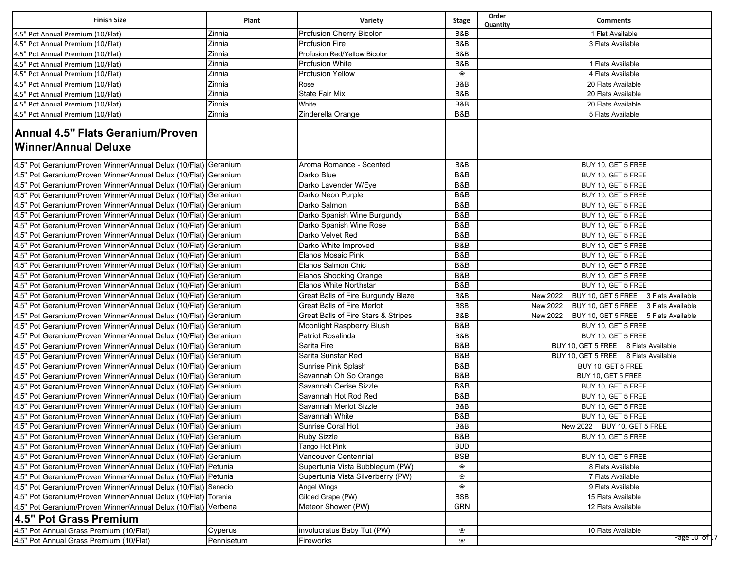| Finish Size | Plant | Variety | Stage | Order Quantity | Comments |
|---|---|---|---|---|---|
| 4.5" Pot Annual Premium (10/Flat) | Zinnia | Profusion Cherry Bicolor | B&B | | 1 Flat Available |
| 4.5" Pot Annual Premium (10/Flat) | Zinnia | Profusion Fire | B&B | | 3 Flats Available |
| 4.5" Pot Annual Premium (10/Flat) | Zinnia | Profusion Red/Yellow Bicolor | B&B | | |
| 4.5" Pot Annual Premium (10/Flat) | Zinnia | Profusion White | B&B | | 1 Flats Available |
| 4.5" Pot Annual Premium (10/Flat) | Zinnia | Profusion Yellow | ❀ | | 4 Flats Available |
| 4.5" Pot Annual Premium (10/Flat) | Zinnia | Rose | B&B | | 20 Flats Available |
| 4.5" Pot Annual Premium (10/Flat) | Zinnia | State Fair Mix | B&B | | 20 Flats Available |
| 4.5" Pot Annual Premium (10/Flat) | Zinnia | White | B&B | | 20 Flats Available |
| 4.5" Pot Annual Premium (10/Flat) | Zinnia | Zinderella Orange | B&B | | 5 Flats Available |
| **Annual 4.5" Flats Geranium/Proven Winner/Annual Deluxe** | | | | | |
| 4.5" Pot Geranium/Proven Winner/Annual Delux (10/Flat) | Geranium | Aroma Romance - Scented | B&B | | BUY 10, GET 5 FREE |
| 4.5" Pot Geranium/Proven Winner/Annual Delux (10/Flat) | Geranium | Darko Blue | B&B | | BUY 10, GET 5 FREE |
| 4.5" Pot Geranium/Proven Winner/Annual Delux (10/Flat) | Geranium | Darko Lavender W/Eye | B&B | | BUY 10, GET 5 FREE |
| 4.5" Pot Geranium/Proven Winner/Annual Delux (10/Flat) | Geranium | Darko Neon Purple | B&B | | BUY 10, GET 5 FREE |
| 4.5" Pot Geranium/Proven Winner/Annual Delux (10/Flat) | Geranium | Darko Salmon | B&B | | BUY 10, GET 5 FREE |
| 4.5" Pot Geranium/Proven Winner/Annual Delux (10/Flat) | Geranium | Darko Spanish Wine Burgundy | B&B | | BUY 10, GET 5 FREE |
| 4.5" Pot Geranium/Proven Winner/Annual Delux (10/Flat) | Geranium | Darko Spanish Wine Rose | B&B | | BUY 10, GET 5 FREE |
| 4.5" Pot Geranium/Proven Winner/Annual Delux (10/Flat) | Geranium | Darko Velvet Red | B&B | | BUY 10, GET 5 FREE |
| 4.5" Pot Geranium/Proven Winner/Annual Delux (10/Flat) | Geranium | Darko White Improved | B&B | | BUY 10, GET 5 FREE |
| 4.5" Pot Geranium/Proven Winner/Annual Delux (10/Flat) | Geranium | Elanos Mosaic Pink | B&B | | BUY 10, GET 5 FREE |
| 4.5" Pot Geranium/Proven Winner/Annual Delux (10/Flat) | Geranium | Elanos Salmon Chic | B&B | | BUY 10, GET 5 FREE |
| 4.5" Pot Geranium/Proven Winner/Annual Delux (10/Flat) | Geranium | Elanos Shocking Orange | B&B | | BUY 10, GET 5 FREE |
| 4.5" Pot Geranium/Proven Winner/Annual Delux (10/Flat) | Geranium | Elanos White Northstar | B&B | | BUY 10, GET 5 FREE |
| 4.5" Pot Geranium/Proven Winner/Annual Delux (10/Flat) | Geranium | Great Balls of Fire Burgundy Blaze | B&B | | New 2022 BUY 10, GET 5 FREE 3 Flats Available |
| 4.5" Pot Geranium/Proven Winner/Annual Delux (10/Flat) | Geranium | Great Balls of Fire Merlot | BSB | | New 2022 BUY 10, GET 5 FREE 3 Flats Available |
| 4.5" Pot Geranium/Proven Winner/Annual Delux (10/Flat) | Geranium | Great Balls of Fire Stars & Stripes | B&B | | New 2022 BUY 10, GET 5 FREE 5 Flats Available |
| 4.5" Pot Geranium/Proven Winner/Annual Delux (10/Flat) | Geranium | Moonlight Raspberry Blush | B&B | | BUY 10, GET 5 FREE |
| 4.5" Pot Geranium/Proven Winner/Annual Delux (10/Flat) | Geranium | Patriot Rosalinda | B&B | | BUY 10, GET 5 FREE |
| 4.5" Pot Geranium/Proven Winner/Annual Delux (10/Flat) | Geranium | Sarita Fire | B&B | | BUY 10, GET 5 FREE 8 Flats Available |
| 4.5" Pot Geranium/Proven Winner/Annual Delux (10/Flat) | Geranium | Sarita Sunstar Red | B&B | | BUY 10, GET 5 FREE 8 Flats Available |
| 4.5" Pot Geranium/Proven Winner/Annual Delux (10/Flat) | Geranium | Sunrise Pink Splash | B&B | | BUY 10, GET 5 FREE |
| 4.5" Pot Geranium/Proven Winner/Annual Delux (10/Flat) | Geranium | Savannah Oh So Orange | B&B | | BUY 10, GET 5 FREE |
| 4.5" Pot Geranium/Proven Winner/Annual Delux (10/Flat) | Geranium | Savannah Cerise Sizzle | B&B | | BUY 10, GET 5 FREE |
| 4.5" Pot Geranium/Proven Winner/Annual Delux (10/Flat) | Geranium | Savannah Hot Rod Red | B&B | | BUY 10, GET 5 FREE |
| 4.5" Pot Geranium/Proven Winner/Annual Delux (10/Flat) | Geranium | Savannah Merlot Sizzle | B&B | | BUY 10, GET 5 FREE |
| 4.5" Pot Geranium/Proven Winner/Annual Delux (10/Flat) | Geranium | Savannah White | B&B | | BUY 10, GET 5 FREE |
| 4.5" Pot Geranium/Proven Winner/Annual Delux (10/Flat) | Geranium | Sunrise Coral Hot | B&B | | New 2022 BUY 10, GET 5 FREE |
| 4.5" Pot Geranium/Proven Winner/Annual Delux (10/Flat) | Geranium | Ruby Sizzle | B&B | | BUY 10, GET 5 FREE |
| 4.5" Pot Geranium/Proven Winner/Annual Delux (10/Flat) | Geranium | Tango Hot Pink | BUD | | |
| 4.5" Pot Geranium/Proven Winner/Annual Delux (10/Flat) | Geranium | Vancouver Centennial | BSB | | BUY 10, GET 5 FREE |
| 4.5" Pot Geranium/Proven Winner/Annual Delux (10/Flat) | Petunia | Supertunia Vista Bubblegum (PW) | ❀ | | 8 Flats Available |
| 4.5" Pot Geranium/Proven Winner/Annual Delux (10/Flat) | Petunia | Supertunia Vista Silverberry (PW) | ❀ | | 7 Flats Available |
| 4.5" Pot Geranium/Proven Winner/Annual Delux (10/Flat) | Senecio | Angel Wings | ❀ | | 9 Flats Available |
| 4.5" Pot Geranium/Proven Winner/Annual Delux (10/Flat) | Torenia | Gilded Grape (PW) | BSB | | 15 Flats Available |
| 4.5" Pot Geranium/Proven Winner/Annual Delux (10/Flat) | Verbena | Meteor Shower (PW) | GRN | | 12 Flats Available |
| **4.5" Pot Grass Premium** | | | | | |
| 4.5" Pot Annual Grass Premium (10/Flat) | Cyperus | involucratus Baby Tut (PW) | ❀ | | 10 Flats Available |
| 4.5" Pot Annual Grass Premium (10/Flat) | Pennisetum | Fireworks | ❀ | | |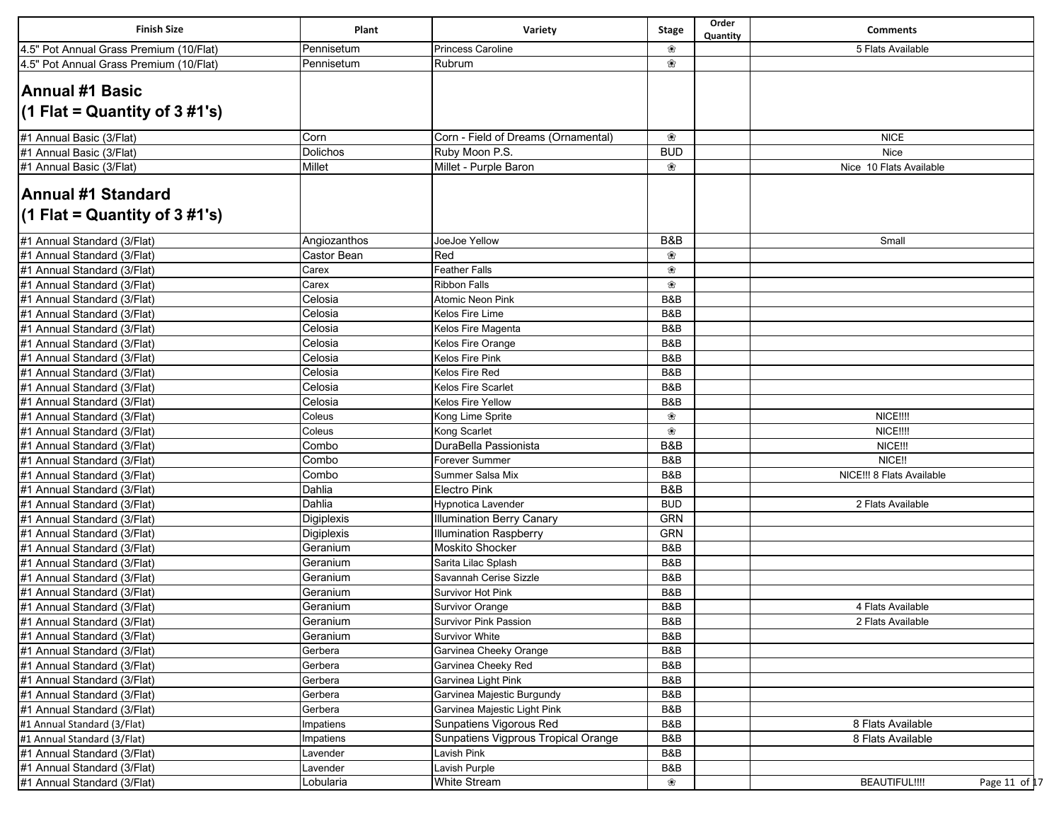| Finish Size | Plant | Variety | Stage | Order Quantity | Comments |
|---|---|---|---|---|---|
| 4.5" Pot Annual Grass Premium (10/Flat) | Pennisetum | Princess Caroline | ❀ | | 5 Flats Available |
| 4.5" Pot Annual Grass Premium (10/Flat) | Pennisetum | Rubrum | ❀ | | |
| **Annual #1 Basic (1 Flat = Quantity of 3 #1's)** | | | | | |
| #1 Annual Basic (3/Flat) | Corn | Corn - Field of Dreams (Ornamental) | ❀ | | NICE |
| #1 Annual Basic (3/Flat) | Dolichos | Ruby Moon P.S. | BUD | | Nice |
| #1 Annual Basic (3/Flat) | Millet | Millet - Purple Baron | ❀ | | Nice 10 Flats Available |
| **Annual #1 Standard (1 Flat = Quantity of 3 #1's)** | | | | | |
| #1 Annual Standard (3/Flat) | Angiozanthos | JoeJoe Yellow | B&B | | Small |
| #1 Annual Standard (3/Flat) | Castor Bean | Red | ❀ | | |
| #1 Annual Standard (3/Flat) | Carex | Feather Falls | ❀ | | |
| #1 Annual Standard (3/Flat) | Carex | Ribbon Falls | ❀ | | |
| #1 Annual Standard (3/Flat) | Celosia | Atomic Neon Pink | B&B | | |
| #1 Annual Standard (3/Flat) | Celosia | Kelos Fire Lime | B&B | | |
| #1 Annual Standard (3/Flat) | Celosia | Kelos Fire Magenta | B&B | | |
| #1 Annual Standard (3/Flat) | Celosia | Kelos Fire Orange | B&B | | |
| #1 Annual Standard (3/Flat) | Celosia | Kelos Fire Pink | B&B | | |
| #1 Annual Standard (3/Flat) | Celosia | Kelos Fire Red | B&B | | |
| #1 Annual Standard (3/Flat) | Celosia | Kelos Fire Scarlet | B&B | | |
| #1 Annual Standard (3/Flat) | Celosia | Kelos Fire Yellow | B&B | | |
| #1 Annual Standard (3/Flat) | Coleus | Kong Lime Sprite | ❀ | | NICE!!!! |
| #1 Annual Standard (3/Flat) | Coleus | Kong Scarlet | ❀ | | NICE!!!! |
| #1 Annual Standard (3/Flat) | Combo | DuraBella Passionista | B&B | | NICE!!! |
| #1 Annual Standard (3/Flat) | Combo | Forever Summer | B&B | | NICE!! |
| #1 Annual Standard (3/Flat) | Combo | Summer Salsa Mix | B&B | | NICE!!! 8 Flats Available |
| #1 Annual Standard (3/Flat) | Dahlia | Electro Pink | B&B | | |
| #1 Annual Standard (3/Flat) | Dahlia | Hypnotica Lavender | BUD | | 2 Flats Available |
| #1 Annual Standard (3/Flat) | Digiplexis | Illumination Berry Canary | GRN | | |
| #1 Annual Standard (3/Flat) | Digiplexis | Illumination Raspberry | GRN | | |
| #1 Annual Standard (3/Flat) | Geranium | Moskito Shocker | B&B | | |
| #1 Annual Standard (3/Flat) | Geranium | Sarita Lilac Splash | B&B | | |
| #1 Annual Standard (3/Flat) | Geranium | Savannah Cerise Sizzle | B&B | | |
| #1 Annual Standard (3/Flat) | Geranium | Survivor Hot Pink | B&B | | |
| #1 Annual Standard (3/Flat) | Geranium | Survivor Orange | B&B | | 4 Flats Available |
| #1 Annual Standard (3/Flat) | Geranium | Survivor Pink Passion | B&B | | 2 Flats Available |
| #1 Annual Standard (3/Flat) | Geranium | Survivor White | B&B | | |
| #1 Annual Standard (3/Flat) | Gerbera | Garvinea Cheeky Orange | B&B | | |
| #1 Annual Standard (3/Flat) | Gerbera | Garvinea Cheeky Red | B&B | | |
| #1 Annual Standard (3/Flat) | Gerbera | Garvinea Light Pink | B&B | | |
| #1 Annual Standard (3/Flat) | Gerbera | Garvinea Majestic Burgundy | B&B | | |
| #1 Annual Standard (3/Flat) | Gerbera | Garvinea Majestic Light Pink | B&B | | |
| #1 Annual Standard (3/Flat) | Impatiens | Sunpatiens Vigorous Red | B&B | | 8 Flats Available |
| #1 Annual Standard (3/Flat) | Impatiens | Sunpatiens Vigprous Tropical Orange | B&B | | 8 Flats Available |
| #1 Annual Standard (3/Flat) | Lavender | Lavish Pink | B&B | | |
| #1 Annual Standard (3/Flat) | Lavender | Lavish Purple | B&B | | |
| #1 Annual Standard (3/Flat) | Lobularia | White Stream | ❀ | | BEAUTIFUL!!!! |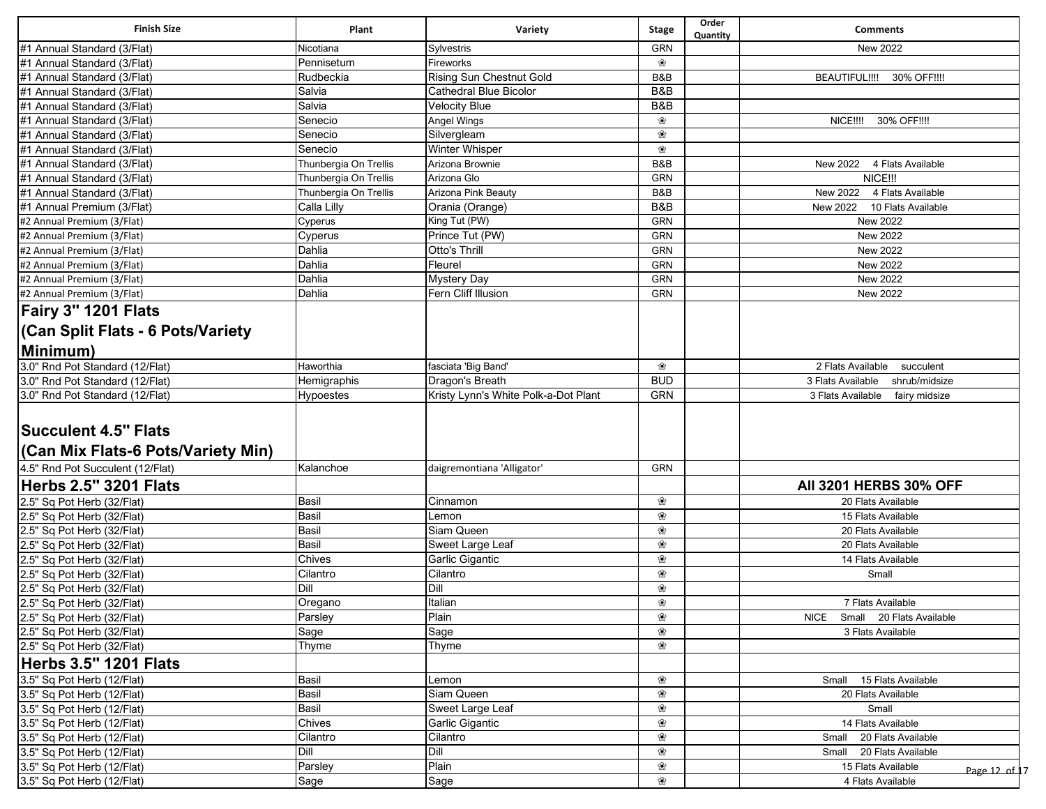| Finish Size | Plant | Variety | Stage | Order Quantity | Comments |
|---|---|---|---|---|---|
| #1 Annual Standard (3/Flat) | Nicotiana | Sylvestris | GRN | | New 2022 |
| #1 Annual Standard (3/Flat) | Pennisetum | Fireworks | ❀ | | |
| #1 Annual Standard (3/Flat) | Rudbeckia | Rising Sun Chestnut Gold | B&B | | BEAUTIFUL!!!! 30% OFF!!!! |
| #1 Annual Standard (3/Flat) | Salvia | Cathedral Blue Bicolor | B&B | | |
| #1 Annual Standard (3/Flat) | Salvia | Velocity Blue | B&B | | |
| #1 Annual Standard (3/Flat) | Senecio | Angel Wings | ❀ | | NICE!!!! 30% OFF!!!! |
| #1 Annual Standard (3/Flat) | Senecio | Silvergleam | ❀ | | |
| #1 Annual Standard (3/Flat) | Senecio | Winter Whisper | ❀ | | |
| #1 Annual Standard (3/Flat) | Thunbergia On Trellis | Arizona Brownie | B&B | | New 2022 4 Flats Available |
| #1 Annual Standard (3/Flat) | Thunbergia On Trellis | Arizona Glo | GRN | | NICE!!! |
| #1 Annual Standard (3/Flat) | Thunbergia On Trellis | Arizona Pink Beauty | B&B | | New 2022 4 Flats Available |
| #1 Annual Premium (3/Flat) | Calla Lilly | Orania (Orange) | B&B | | New 2022 10 Flats Available |
| #2 Annual Premium (3/Flat) | Cyperus | King Tut (PW) | GRN | | New 2022 |
| #2 Annual Premium (3/Flat) | Cyperus | Prince Tut (PW) | GRN | | New 2022 |
| #2 Annual Premium (3/Flat) | Dahlia | Otto's Thrill | GRN | | New 2022 |
| #2 Annual Premium (3/Flat) | Dahlia | Fleurel | GRN | | New 2022 |
| #2 Annual Premium (3/Flat) | Dahlia | Mystery Day | GRN | | New 2022 |
| #2 Annual Premium (3/Flat) | Dahlia | Fern Cliff Illusion | GRN | | New 2022 |
| **Fairy 3" 1201 Flats (Can Split Flats - 6 Pots/Variety Minimum)** | | | | | |
| 3.0" Rnd Pot Standard (12/Flat) | Haworthia | fasciata 'Big Band' | ❀ | | 2 Flats Available succulent |
| 3.0" Rnd Pot Standard (12/Flat) | Hemigraphis | Dragon's Breath | BUD | | 3 Flats Available shrub/midsize |
| 3.0" Rnd Pot Standard (12/Flat) | Hypoestes | Kristy Lynn's White Polk-a-Dot Plant | GRN | | 3 Flats Available fairy midsize |
| **Succulent 4.5" Flats (Can Mix Flats-6 Pots/Variety Min)** | | | | | |
| 4.5" Rnd Pot Succulent (12/Flat) | Kalanchoe | daigremontiana 'Alligator' | GRN | | |
| **Herbs 2.5" 3201 Flats** | | | | | **All 3201 HERBS 30% OFF** |
| 2.5" Sq Pot Herb (32/Flat) | Basil | Cinnamon | ❀ | | 20 Flats Available |
| 2.5" Sq Pot Herb (32/Flat) | Basil | Lemon | ❀ | | 15 Flats Available |
| 2.5" Sq Pot Herb (32/Flat) | Basil | Siam Queen | ❀ | | 20 Flats Available |
| 2.5" Sq Pot Herb (32/Flat) | Basil | Sweet Large Leaf | ❀ | | 20 Flats Available |
| 2.5" Sq Pot Herb (32/Flat) | Chives | Garlic Gigantic | ❀ | | 14 Flats Available |
| 2.5" Sq Pot Herb (32/Flat) | Cilantro | Cilantro | ❀ | | Small |
| 2.5" Sq Pot Herb (32/Flat) | Dill | Dill | ❀ | | |
| 2.5" Sq Pot Herb (32/Flat) | Oregano | Italian | ❀ | | 7 Flats Available |
| 2.5" Sq Pot Herb (32/Flat) | Parsley | Plain | ❀ | | NICE Small 20 Flats Available |
| 2.5" Sq Pot Herb (32/Flat) | Sage | Sage | ❀ | | 3 Flats Available |
| 2.5" Sq Pot Herb (32/Flat) | Thyme | Thyme | ❀ | | |
| **Herbs 3.5" 1201 Flats** | | | | | |
| 3.5" Sq Pot Herb (12/Flat) | Basil | Lemon | ❀ | | Small 15 Flats Available |
| 3.5" Sq Pot Herb (12/Flat) | Basil | Siam Queen | ❀ | | 20 Flats Available |
| 3.5" Sq Pot Herb (12/Flat) | Basil | Sweet Large Leaf | ❀ | | Small |
| 3.5" Sq Pot Herb (12/Flat) | Chives | Garlic Gigantic | ❀ | | 14 Flats Available |
| 3.5" Sq Pot Herb (12/Flat) | Cilantro | Cilantro | ❀ | | Small 20 Flats Available |
| 3.5" Sq Pot Herb (12/Flat) | Dill | Dill | ❀ | | Small 20 Flats Available |
| 3.5" Sq Pot Herb (12/Flat) | Parsley | Plain | ❀ | | 15 Flats Available |
| 3.5" Sq Pot Herb (12/Flat) | Sage | Sage | ❀ | | 4 Flats Available |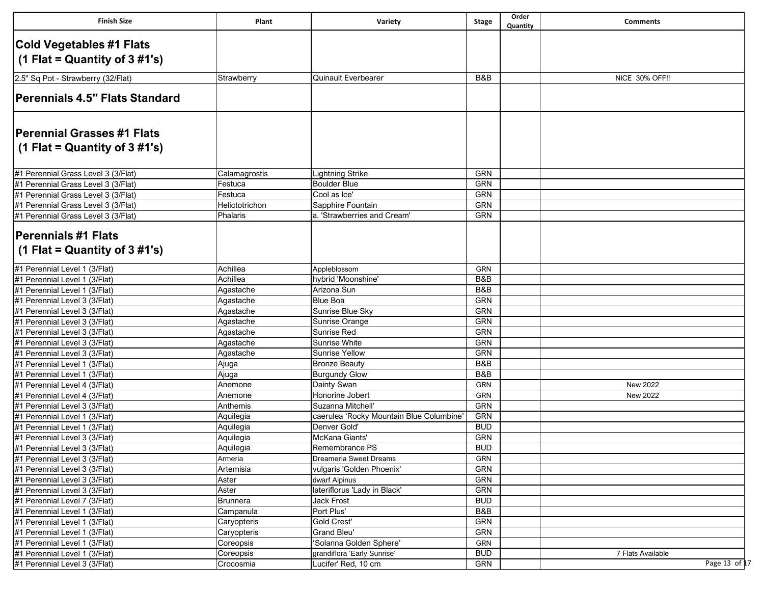| Finish Size | Plant | Variety | Stage | Order Quantity | Comments |
|---|---|---|---|---|---|
| **Cold Vegetables #1 Flats (1 Flat = Quantity of 3 #1's)** | | | | | |
| 2.5" Sq Pot - Strawberry (32/Flat) | Strawberry | Quinault Everbearer | B&B | | NICE 30% OFF!! |
| **Perennials 4.5" Flats Standard** | | | | | |
| **Perennial Grasses #1 Flats (1 Flat = Quantity of 3 #1's)** | | | | | |
| #1 Perennial Grass Level 3 (3/Flat) | Calamagrostis | Lightning Strike | GRN | | |
| #1 Perennial Grass Level 3 (3/Flat) | Festuca | Boulder Blue | GRN | | |
| #1 Perennial Grass Level 3 (3/Flat) | Festuca | Cool as Ice' | GRN | | |
| #1 Perennial Grass Level 3 (3/Flat) | Helictotrichon | Sapphire Fountain | GRN | | |
| #1 Perennial Grass Level 3 (3/Flat) | Phalaris | a. 'Strawberries and Cream' | GRN | | |
| **Perennials #1 Flats (1 Flat = Quantity of 3 #1's)** | | | | | |
| #1 Perennial Level 1 (3/Flat) | Achillea | Appleblossom | GRN | | |
| #1 Perennial Level 1 (3/Flat) | Achillea | hybrid 'Moonshine' | B&B | | |
| #1 Perennial Level 1 (3/Flat) | Agastache | Arizona Sun | B&B | | |
| #1 Perennial Level 3 (3/Flat) | Agastache | Blue Boa | GRN | | |
| #1 Perennial Level 3 (3/Flat) | Agastache | Sunrise Blue Sky | GRN | | |
| #1 Perennial Level 3 (3/Flat) | Agastache | Sunrise Orange | GRN | | |
| #1 Perennial Level 3 (3/Flat) | Agastache | Sunrise Red | GRN | | |
| #1 Perennial Level 3 (3/Flat) | Agastache | Sunrise White | GRN | | |
| #1 Perennial Level 3 (3/Flat) | Agastache | Sunrise Yellow | GRN | | |
| #1 Perennial Level 1 (3/Flat) | Ajuga | Bronze Beauty | B&B | | |
| #1 Perennial Level 1 (3/Flat) | Ajuga | Burgundy Glow | B&B | | |
| #1 Perennial Level 4 (3/Flat) | Anemone | Dainty Swan | GRN | | New 2022 |
| #1 Perennial Level 4 (3/Flat) | Anemone | Honorine Jobert | GRN | | New 2022 |
| #1 Perennial Level 3 (3/Flat) | Anthemis | Suzanna Mitchell' | GRN | | |
| #1 Perennial Level 1 (3/Flat) | Aquilegia | caerulea 'Rocky Mountain Blue Columbine' | GRN | | |
| #1 Perennial Level 1 (3/Flat) | Aquilegia | Denver Gold' | BUD | | |
| #1 Perennial Level 3 (3/Flat) | Aquilegia | McKana Giants' | GRN | | |
| #1 Perennial Level 3 (3/Flat) | Aquilegia | Remembrance PS | BUD | | |
| #1 Perennial Level 3 (3/Flat) | Armeria | Dreameria Sweet Dreams | GRN | | |
| #1 Perennial Level 3 (3/Flat) | Artemisia | vulgaris 'Golden Phoenix' | GRN | | |
| #1 Perennial Level 3 (3/Flat) | Aster | dwarf Alpinus | GRN | | |
| #1 Perennial Level 3 (3/Flat) | Aster | lateriflorus 'Lady in Black' | GRN | | |
| #1 Perennial Level 7 (3/Flat) | Brunnera | Jack Frost | BUD | | |
| #1 Perennial Level 1 (3/Flat) | Campanula | Port Plus' | B&B | | |
| #1 Perennial Level 1 (3/Flat) | Caryopteris | Gold Crest' | GRN | | |
| #1 Perennial Level 1 (3/Flat) | Caryopteris | Grand Bleu' | GRN | | |
| #1 Perennial Level 1 (3/Flat) | Coreopsis | 'Solanna Golden Sphere' | GRN | | |
| #1 Perennial Level 1 (3/Flat) | Coreopsis | grandiflora 'Early Sunrise' | BUD | | 7 Flats Available |
| #1 Perennial Level 3 (3/Flat) | Crocosmia | Lucifer' Red, 10 cm | GRN | | |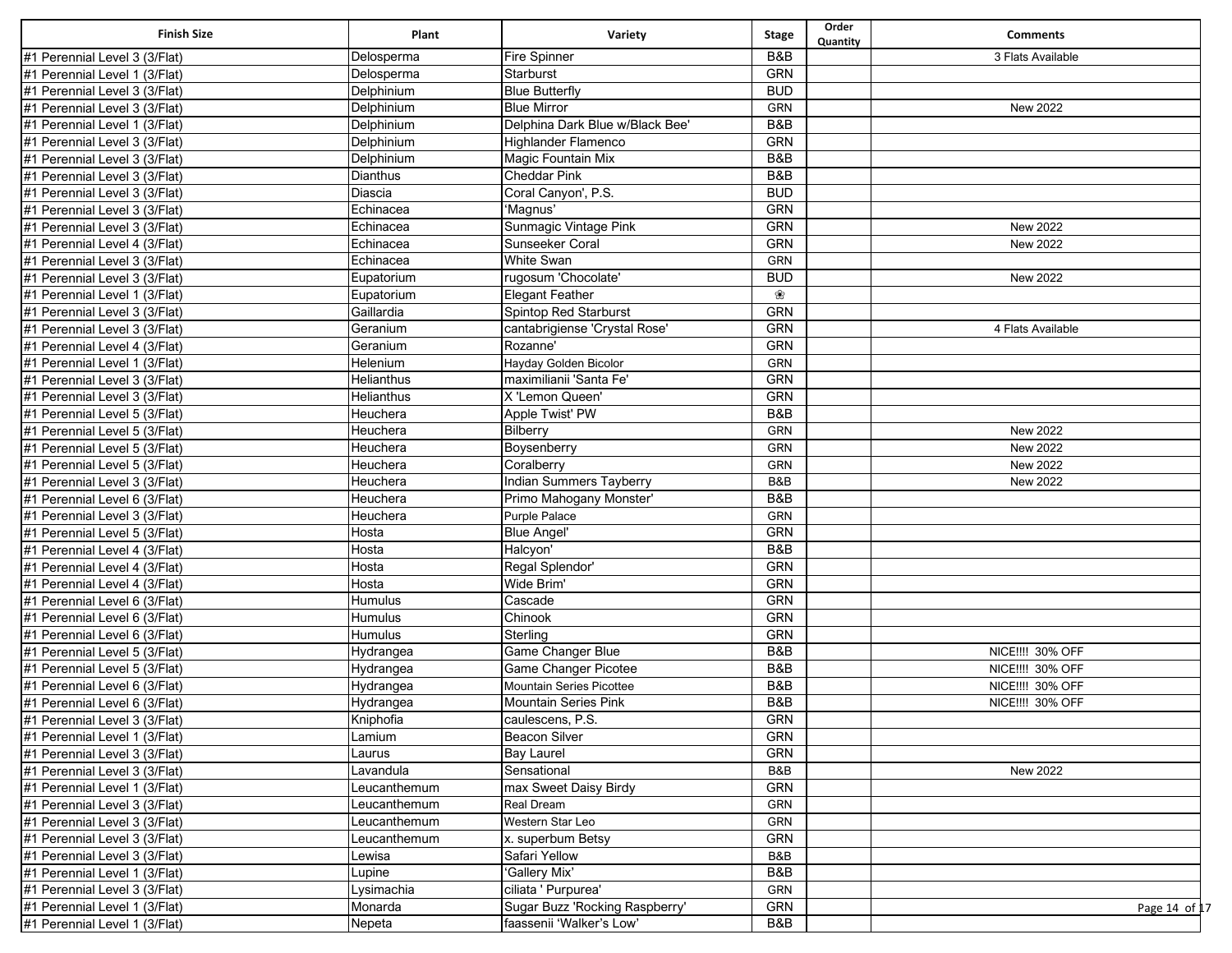| Finish Size | Plant | Variety | Stage | Order Quantity | Comments |
|---|---|---|---|---|---|
| #1 Perennial Level 3 (3/Flat) | Delosperma | Fire Spinner | B&B | | 3 Flats Available |
| #1 Perennial Level 1 (3/Flat) | Delosperma | Starburst | GRN | | |
| #1 Perennial Level 3 (3/Flat) | Delphinium | Blue Butterfly | BUD | | |
| #1 Perennial Level 3 (3/Flat) | Delphinium | Blue Mirror | GRN | | New 2022 |
| #1 Perennial Level 1 (3/Flat) | Delphinium | Delphina Dark Blue w/Black Bee' | B&B | | |
| #1 Perennial Level 3 (3/Flat) | Delphinium | Highlander Flamenco | GRN | | |
| #1 Perennial Level 3 (3/Flat) | Delphinium | Magic Fountain Mix | B&B | | |
| #1 Perennial Level 3 (3/Flat) | Dianthus | Cheddar Pink | B&B | | |
| #1 Perennial Level 3 (3/Flat) | Diascia | Coral Canyon', P.S. | BUD | | |
| #1 Perennial Level 3 (3/Flat) | Echinacea | 'Magnus' | GRN | | |
| #1 Perennial Level 3 (3/Flat) | Echinacea | Sunmagic Vintage Pink | GRN | | New 2022 |
| #1 Perennial Level 4 (3/Flat) | Echinacea | Sunseeker Coral | GRN | | New 2022 |
| #1 Perennial Level 3 (3/Flat) | Echinacea | White Swan | GRN | | |
| #1 Perennial Level 3 (3/Flat) | Eupatorium | rugosum 'Chocolate' | BUD | | New 2022 |
| #1 Perennial Level 1 (3/Flat) | Eupatorium | Elegant Feather | ❀ | | |
| #1 Perennial Level 3 (3/Flat) | Gaillardia | Spintop Red Starburst | GRN | | |
| #1 Perennial Level 3 (3/Flat) | Geranium | cantabrigiense 'Crystal Rose' | GRN | | 4 Flats Available |
| #1 Perennial Level 4 (3/Flat) | Geranium | Rozanne' | GRN | | |
| #1 Perennial Level 1 (3/Flat) | Helenium | Hayday Golden Bicolor | GRN | | |
| #1 Perennial Level 3 (3/Flat) | Helianthus | maximilianii 'Santa Fe' | GRN | | |
| #1 Perennial Level 3 (3/Flat) | Helianthus | X 'Lemon Queen' | GRN | | |
| #1 Perennial Level 5 (3/Flat) | Heuchera | Apple Twist' PW | B&B | | |
| #1 Perennial Level 5 (3/Flat) | Heuchera | Bilberry | GRN | | New 2022 |
| #1 Perennial Level 5 (3/Flat) | Heuchera | Boysenberry | GRN | | New 2022 |
| #1 Perennial Level 5 (3/Flat) | Heuchera | Coralberry | GRN | | New 2022 |
| #1 Perennial Level 3 (3/Flat) | Heuchera | Indian Summers Tayberry | B&B | | New 2022 |
| #1 Perennial Level 6 (3/Flat) | Heuchera | Primo Mahogany Monster' | B&B | | |
| #1 Perennial Level 3 (3/Flat) | Heuchera | Purple Palace | GRN | | |
| #1 Perennial Level 5 (3/Flat) | Hosta | Blue Angel' | GRN | | |
| #1 Perennial Level 4 (3/Flat) | Hosta | Halcyon' | B&B | | |
| #1 Perennial Level 4 (3/Flat) | Hosta | Regal Splendor' | GRN | | |
| #1 Perennial Level 4 (3/Flat) | Hosta | Wide Brim' | GRN | | |
| #1 Perennial Level 6 (3/Flat) | Humulus | Cascade | GRN | | |
| #1 Perennial Level 6 (3/Flat) | Humulus | Chinook | GRN | | |
| #1 Perennial Level 6 (3/Flat) | Humulus | Sterling | GRN | | |
| #1 Perennial Level 5 (3/Flat) | Hydrangea | Game Changer Blue | B&B | | NICE!!!! 30% OFF |
| #1 Perennial Level 5 (3/Flat) | Hydrangea | Game Changer Picotee | B&B | | NICE!!!! 30% OFF |
| #1 Perennial Level 6 (3/Flat) | Hydrangea | Mountain Series Picottee | B&B | | NICE!!!! 30% OFF |
| #1 Perennial Level 6 (3/Flat) | Hydrangea | Mountain Series Pink | B&B | | NICE!!!! 30% OFF |
| #1 Perennial Level 3 (3/Flat) | Kniphofia | caulescens, P.S. | GRN | | |
| #1 Perennial Level 1 (3/Flat) | Lamium | Beacon Silver | GRN | | |
| #1 Perennial Level 3 (3/Flat) | Laurus | Bay Laurel | GRN | | |
| #1 Perennial Level 3 (3/Flat) | Lavandula | Sensational | B&B | | New 2022 |
| #1 Perennial Level 1 (3/Flat) | Leucanthemum | max Sweet Daisy Birdy | GRN | | |
| #1 Perennial Level 3 (3/Flat) | Leucanthemum | Real Dream | GRN | | |
| #1 Perennial Level 3 (3/Flat) | Leucanthemum | Western Star Leo | GRN | | |
| #1 Perennial Level 3 (3/Flat) | Leucanthemum | x. superbum Betsy | GRN | | |
| #1 Perennial Level 3 (3/Flat) | Lewisa | Safari Yellow | B&B | | |
| #1 Perennial Level 1 (3/Flat) | Lupine | 'Gallery Mix' | B&B | | |
| #1 Perennial Level 3 (3/Flat) | Lysimachia | ciliata ' Purpurea' | GRN | | |
| #1 Perennial Level 1 (3/Flat) | Monarda | Sugar Buzz 'Rocking Raspberry' | GRN | | |
| #1 Perennial Level 1 (3/Flat) | Nepeta | faassenii 'Walker's Low' | B&B | | |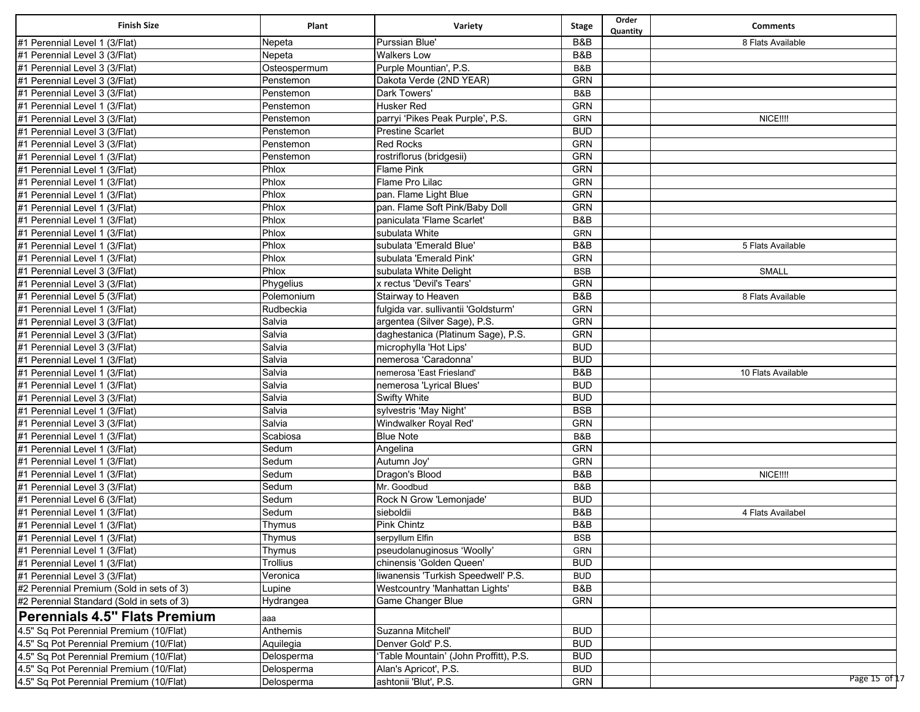| Finish Size | Plant | Variety | Stage | Order Quantity | Comments |
|---|---|---|---|---|---|
| #1 Perennial Level 1 (3/Flat) | Nepeta | Purssian Blue' | B&B | | 8 Flats Available |
| #1 Perennial Level 3 (3/Flat) | Nepeta | Walkers Low | B&B | | |
| #1 Perennial Level 3 (3/Flat) | Osteospermum | Purple Mountian', P.S. | B&B | | |
| #1 Perennial Level 3 (3/Flat) | Penstemon | Dakota Verde (2ND YEAR) | GRN | | |
| #1 Perennial Level 3 (3/Flat) | Penstemon | Dark Towers' | B&B | | |
| #1 Perennial Level 1 (3/Flat) | Penstemon | Husker Red | GRN | | |
| #1 Perennial Level 3 (3/Flat) | Penstemon | parryi 'Pikes Peak Purple', P.S. | GRN | | NICE!!!! |
| #1 Perennial Level 3 (3/Flat) | Penstemon | Prestine Scarlet | BUD | | |
| #1 Perennial Level 3 (3/Flat) | Penstemon | Red Rocks | GRN | | |
| #1 Perennial Level 1 (3/Flat) | Penstemon | rostriflorus (bridgesii) | GRN | | |
| #1 Perennial Level 1 (3/Flat) | Phlox | Flame Pink | GRN | | |
| #1 Perennial Level 1 (3/Flat) | Phlox | Flame Pro Lilac | GRN | | |
| #1 Perennial Level 1 (3/Flat) | Phlox | pan. Flame Light Blue | GRN | | |
| #1 Perennial Level 1 (3/Flat) | Phlox | pan. Flame Soft Pink/Baby Doll | GRN | | |
| #1 Perennial Level 1 (3/Flat) | Phlox | paniculata 'Flame Scarlet' | B&B | | |
| #1 Perennial Level 1 (3/Flat) | Phlox | subulata White | GRN | | |
| #1 Perennial Level 1 (3/Flat) | Phlox | subulata 'Emerald Blue' | B&B | | 5 Flats Available |
| #1 Perennial Level 1 (3/Flat) | Phlox | subulata 'Emerald Pink' | GRN | | |
| #1 Perennial Level 3 (3/Flat) | Phlox | subulata White Delight | BSB | | SMALL |
| #1 Perennial Level 3 (3/Flat) | Phygelius | x rectus 'Devil's Tears' | GRN | | |
| #1 Perennial Level 5 (3/Flat) | Polemonium | Stairway to Heaven | B&B | | 8 Flats Available |
| #1 Perennial Level 1 (3/Flat) | Rudbeckia | fulgida var. sullivantii 'Goldsturm' | GRN | | |
| #1 Perennial Level 3 (3/Flat) | Salvia | argentea (Silver Sage), P.S. | GRN | | |
| #1 Perennial Level 3 (3/Flat) | Salvia | daghestanica (Platinum Sage), P.S. | GRN | | |
| #1 Perennial Level 3 (3/Flat) | Salvia | microphylla 'Hot Lips' | BUD | | |
| #1 Perennial Level 1 (3/Flat) | Salvia | nemerosa 'Caradonna' | BUD | | |
| #1 Perennial Level 1 (3/Flat) | Salvia | nemerosa 'East Friesland' | B&B | | 10 Flats Available |
| #1 Perennial Level 1 (3/Flat) | Salvia | nemerosa 'Lyrical Blues' | BUD | | |
| #1 Perennial Level 3 (3/Flat) | Salvia | Swifty White | BUD | | |
| #1 Perennial Level 1 (3/Flat) | Salvia | sylvestris 'May Night' | BSB | | |
| #1 Perennial Level 3 (3/Flat) | Salvia | Windwalker Royal Red' | GRN | | |
| #1 Perennial Level 1 (3/Flat) | Scabiosa | Blue Note | B&B | | |
| #1 Perennial Level 1 (3/Flat) | Sedum | Angelina | GRN | | |
| #1 Perennial Level 1 (3/Flat) | Sedum | Autumn Joy' | GRN | | |
| #1 Perennial Level 1 (3/Flat) | Sedum | Dragon's Blood | B&B | | NICE!!!! |
| #1 Perennial Level 3 (3/Flat) | Sedum | Mr. Goodbud | B&B | | |
| #1 Perennial Level 6 (3/Flat) | Sedum | Rock N Grow 'Lemonjade' | BUD | | |
| #1 Perennial Level 1 (3/Flat) | Sedum | sieboldii | B&B | | 4 Flats Availabel |
| #1 Perennial Level 1 (3/Flat) | Thymus | Pink Chintz | B&B | | |
| #1 Perennial Level 1 (3/Flat) | Thymus | serpyllum Elfin | BSB | | |
| #1 Perennial Level 1 (3/Flat) | Thymus | pseudolanuginosus 'Woolly' | GRN | | |
| #1 Perennial Level 1 (3/Flat) | Trollius | chinensis 'Golden Queen' | BUD | | |
| #1 Perennial Level 3 (3/Flat) | Veronica | liwanensis 'Turkish Speedwell' P.S. | BUD | | |
| #2 Perennial Premium (Sold in sets of 3) | Lupine | Westcountry 'Manhattan Lights' | B&B | | |
| #2 Perennial Standard (Sold in sets of 3) | Hydrangea | Game Changer Blue | GRN | | |
| **Perennials 4.5" Flats Premium** | aaa | | | | |
| 4.5" Sq Pot Perennial Premium (10/Flat) | Anthemis | Suzanna Mitchell' | BUD | | |
| 4.5" Sq Pot Perennial Premium (10/Flat) | Aquilegia | Denver Gold' P.S. | BUD | | |
| 4.5" Sq Pot Perennial Premium (10/Flat) | Delosperma | 'Table Mountain' (John Proffitt), P.S. | BUD | | |
| 4.5" Sq Pot Perennial Premium (10/Flat) | Delosperma | Alan's Apricot', P.S. | BUD | | |
| 4.5" Sq Pot Perennial Premium (10/Flat) | Delosperma | ashtonii 'Blut', P.S. | GRN | | |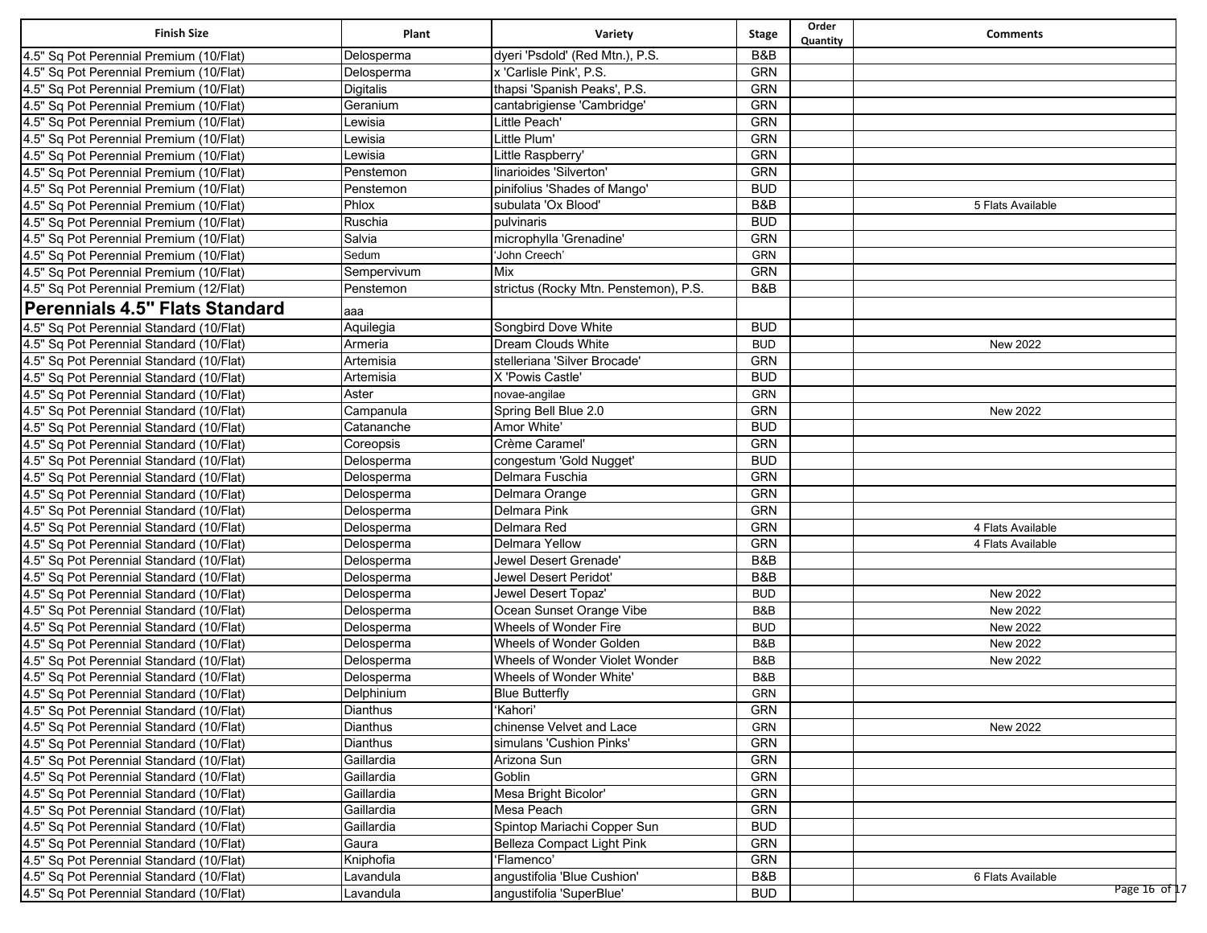| Finish Size | Plant | Variety | Stage | Order Quantity | Comments |
|---|---|---|---|---|---|
| 4.5" Sq Pot Perennial Premium (10/Flat) | Delosperma | dyeri 'Psdold' (Red Mtn.), P.S. | B&B | | |
| 4.5" Sq Pot Perennial Premium (10/Flat) | Delosperma | x 'Carlisle Pink', P.S. | GRN | | |
| 4.5" Sq Pot Perennial Premium (10/Flat) | Digitalis | thapsi 'Spanish Peaks', P.S. | GRN | | |
| 4.5" Sq Pot Perennial Premium (10/Flat) | Geranium | cantabrigiense 'Cambridge' | GRN | | |
| 4.5" Sq Pot Perennial Premium (10/Flat) | Lewisia | Little Peach' | GRN | | |
| 4.5" Sq Pot Perennial Premium (10/Flat) | Lewisia | Little Plum' | GRN | | |
| 4.5" Sq Pot Perennial Premium (10/Flat) | Lewisia | Little Raspberry' | GRN | | |
| 4.5" Sq Pot Perennial Premium (10/Flat) | Penstemon | linarioides 'Silverton' | GRN | | |
| 4.5" Sq Pot Perennial Premium (10/Flat) | Penstemon | pinifolius 'Shades of Mango' | BUD | | |
| 4.5" Sq Pot Perennial Premium (10/Flat) | Phlox | subulata 'Ox Blood' | B&B | | 5 Flats Available |
| 4.5" Sq Pot Perennial Premium (10/Flat) | Ruschia | pulvinaris | BUD | | |
| 4.5" Sq Pot Perennial Premium (10/Flat) | Salvia | microphylla 'Grenadine' | GRN | | |
| 4.5" Sq Pot Perennial Premium (10/Flat) | Sedum | 'John Creech' | GRN | | |
| 4.5" Sq Pot Perennial Premium (10/Flat) | Sempervivum | Mix | GRN | | |
| 4.5" Sq Pot Perennial Premium (12/Flat) | Penstemon | strictus (Rocky Mtn. Penstemon), P.S. | B&B | | |
| **Perennials 4.5" Flats Standard** | aaa | | | | |
| 4.5" Sq Pot Perennial Standard (10/Flat) | Aquilegia | Songbird Dove White | BUD | | |
| 4.5" Sq Pot Perennial Standard (10/Flat) | Armeria | Dream Clouds White | BUD | | New 2022 |
| 4.5" Sq Pot Perennial Standard (10/Flat) | Artemisia | stelleriana 'Silver Brocade' | GRN | | |
| 4.5" Sq Pot Perennial Standard (10/Flat) | Artemisia | X 'Powis Castle' | BUD | | |
| 4.5" Sq Pot Perennial Standard (10/Flat) | Aster | novae-angilae | GRN | | |
| 4.5" Sq Pot Perennial Standard (10/Flat) | Campanula | Spring Bell Blue 2.0 | GRN | | New 2022 |
| 4.5" Sq Pot Perennial Standard (10/Flat) | Catananche | Amor White' | BUD | | |
| 4.5" Sq Pot Perennial Standard (10/Flat) | Coreopsis | Crème Caramel' | GRN | | |
| 4.5" Sq Pot Perennial Standard (10/Flat) | Delosperma | congestum 'Gold Nugget' | BUD | | |
| 4.5" Sq Pot Perennial Standard (10/Flat) | Delosperma | Delmara Fuschia | GRN | | |
| 4.5" Sq Pot Perennial Standard (10/Flat) | Delosperma | Delmara Orange | GRN | | |
| 4.5" Sq Pot Perennial Standard (10/Flat) | Delosperma | Delmara Pink | GRN | | |
| 4.5" Sq Pot Perennial Standard (10/Flat) | Delosperma | Delmara Red | GRN | | 4 Flats Available |
| 4.5" Sq Pot Perennial Standard (10/Flat) | Delosperma | Delmara Yellow | GRN | | 4 Flats Available |
| 4.5" Sq Pot Perennial Standard (10/Flat) | Delosperma | Jewel Desert Grenade' | B&B | | |
| 4.5" Sq Pot Perennial Standard (10/Flat) | Delosperma | Jewel Desert Peridot' | B&B | | |
| 4.5" Sq Pot Perennial Standard (10/Flat) | Delosperma | Jewel Desert Topaz' | BUD | | New 2022 |
| 4.5" Sq Pot Perennial Standard (10/Flat) | Delosperma | Ocean Sunset Orange Vibe | B&B | | New 2022 |
| 4.5" Sq Pot Perennial Standard (10/Flat) | Delosperma | Wheels of Wonder Fire | BUD | | New 2022 |
| 4.5" Sq Pot Perennial Standard (10/Flat) | Delosperma | Wheels of Wonder Golden | B&B | | New 2022 |
| 4.5" Sq Pot Perennial Standard (10/Flat) | Delosperma | Wheels of Wonder Violet Wonder | B&B | | New 2022 |
| 4.5" Sq Pot Perennial Standard (10/Flat) | Delosperma | Wheels of Wonder White' | B&B | | |
| 4.5" Sq Pot Perennial Standard (10/Flat) | Delphinium | Blue Butterfly | GRN | | |
| 4.5" Sq Pot Perennial Standard (10/Flat) | Dianthus | 'Kahori' | GRN | | |
| 4.5" Sq Pot Perennial Standard (10/Flat) | Dianthus | chinense Velvet and Lace | GRN | | New 2022 |
| 4.5" Sq Pot Perennial Standard (10/Flat) | Dianthus | simulans 'Cushion Pinks' | GRN | | |
| 4.5" Sq Pot Perennial Standard (10/Flat) | Gaillardia | Arizona Sun | GRN | | |
| 4.5" Sq Pot Perennial Standard (10/Flat) | Gaillardia | Goblin | GRN | | |
| 4.5" Sq Pot Perennial Standard (10/Flat) | Gaillardia | Mesa Bright Bicolor' | GRN | | |
| 4.5" Sq Pot Perennial Standard (10/Flat) | Gaillardia | Mesa Peach | GRN | | |
| 4.5" Sq Pot Perennial Standard (10/Flat) | Gaillardia | Spintop Mariachi Copper Sun | BUD | | |
| 4.5" Sq Pot Perennial Standard (10/Flat) | Gaura | Belleza Compact Light Pink | GRN | | |
| 4.5" Sq Pot Perennial Standard (10/Flat) | Kniphofia | 'Flamenco' | GRN | | |
| 4.5" Sq Pot Perennial Standard (10/Flat) | Lavandula | angustifolia 'Blue Cushion' | B&B | | 6 Flats Available |
| 4.5" Sq Pot Perennial Standard (10/Flat) | Lavandula | angustifolia 'SuperBlue' | BUD | | |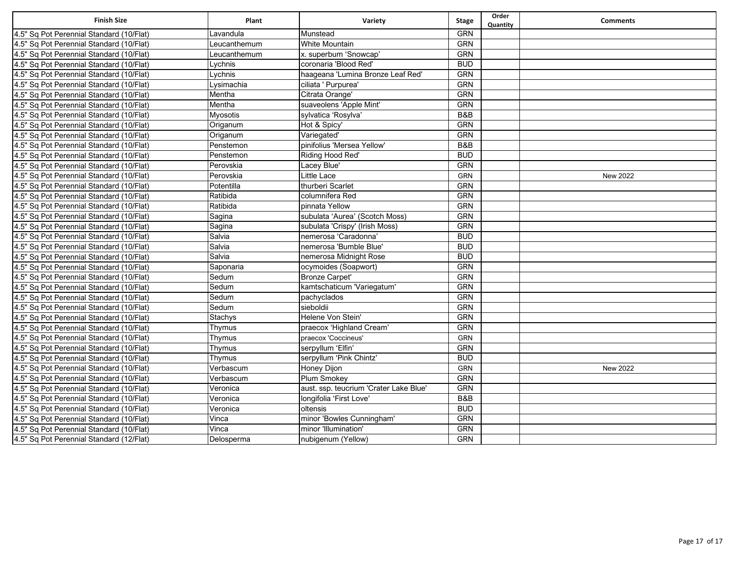| Finish Size | Plant | Variety | Stage | Order Quantity | Comments |
|---|---|---|---|---|---|
| 4.5" Sq Pot Perennial Standard (10/Flat) | Lavandula | Munstead | GRN | | |
| 4.5" Sq Pot Perennial Standard (10/Flat) | Leucanthemum | White Mountain | GRN | | |
| 4.5" Sq Pot Perennial Standard (10/Flat) | Leucanthemum | x. superbum 'Snowcap' | GRN | | |
| 4.5" Sq Pot Perennial Standard (10/Flat) | Lychnis | coronaria 'Blood Red' | BUD | | |
| 4.5" Sq Pot Perennial Standard (10/Flat) | Lychnis | haageana 'Lumina Bronze Leaf Red' | GRN | | |
| 4.5" Sq Pot Perennial Standard (10/Flat) | Lysimachia | ciliata ' Purpurea' | GRN | | |
| 4.5" Sq Pot Perennial Standard (10/Flat) | Mentha | Citrata Orange' | GRN | | |
| 4.5" Sq Pot Perennial Standard (10/Flat) | Mentha | suaveolens 'Apple Mint' | GRN | | |
| 4.5" Sq Pot Perennial Standard (10/Flat) | Myosotis | sylvatica 'Rosylva' | B&B | | |
| 4.5" Sq Pot Perennial Standard (10/Flat) | Origanum | Hot & Spicy' | GRN | | |
| 4.5" Sq Pot Perennial Standard (10/Flat) | Origanum | Variegated' | GRN | | |
| 4.5" Sq Pot Perennial Standard (10/Flat) | Penstemon | pinifolius 'Mersea Yellow' | B&B | | |
| 4.5" Sq Pot Perennial Standard (10/Flat) | Penstemon | Riding Hood Red' | BUD | | |
| 4.5" Sq Pot Perennial Standard (10/Flat) | Perovskia | Lacey Blue' | GRN | | |
| 4.5" Sq Pot Perennial Standard (10/Flat) | Perovskia | Little Lace | GRN | | New 2022 |
| 4.5" Sq Pot Perennial Standard (10/Flat) | Potentilla | thurberi Scarlet | GRN | | |
| 4.5" Sq Pot Perennial Standard (10/Flat) | Ratibida | columnifera Red | GRN | | |
| 4.5" Sq Pot Perennial Standard (10/Flat) | Ratibida | pinnata Yellow | GRN | | |
| 4.5" Sq Pot Perennial Standard (10/Flat) | Sagina | subulata 'Aurea' (Scotch Moss) | GRN | | |
| 4.5" Sq Pot Perennial Standard (10/Flat) | Sagina | subulata 'Crispy' (Irish Moss) | GRN | | |
| 4.5" Sq Pot Perennial Standard (10/Flat) | Salvia | nemerosa 'Caradonna' | BUD | | |
| 4.5" Sq Pot Perennial Standard (10/Flat) | Salvia | nemerosa 'Bumble Blue' | BUD | | |
| 4.5" Sq Pot Perennial Standard (10/Flat) | Salvia | nemerosa Midnight Rose | BUD | | |
| 4.5" Sq Pot Perennial Standard (10/Flat) | Saponaria | ocymoides (Soapwort) | GRN | | |
| 4.5" Sq Pot Perennial Standard (10/Flat) | Sedum | Bronze Carpet' | GRN | | |
| 4.5" Sq Pot Perennial Standard (10/Flat) | Sedum | kamtschaticum 'Variegatum' | GRN | | |
| 4.5" Sq Pot Perennial Standard (10/Flat) | Sedum | pachyclados | GRN | | |
| 4.5" Sq Pot Perennial Standard (10/Flat) | Sedum | sieboldii | GRN | | |
| 4.5" Sq Pot Perennial Standard (10/Flat) | Stachys | Helene Von Stein' | GRN | | |
| 4.5" Sq Pot Perennial Standard (10/Flat) | Thymus | praecox 'Highland Cream' | GRN | | |
| 4.5" Sq Pot Perennial Standard (10/Flat) | Thymus | praecox 'Coccineus' | GRN | | |
| 4.5" Sq Pot Perennial Standard (10/Flat) | Thymus | serpyllum 'Elfin' | GRN | | |
| 4.5" Sq Pot Perennial Standard (10/Flat) | Thymus | serpyllum 'Pink Chintz' | BUD | | |
| 4.5" Sq Pot Perennial Standard (10/Flat) | Verbascum | Honey Dijon | GRN | | New 2022 |
| 4.5" Sq Pot Perennial Standard (10/Flat) | Verbascum | Plum Smokey | GRN | | |
| 4.5" Sq Pot Perennial Standard (10/Flat) | Veronica | aust. ssp. teucrium 'Crater Lake Blue' | GRN | | |
| 4.5" Sq Pot Perennial Standard (10/Flat) | Veronica | longifolia 'First Love' | B&B | | |
| 4.5" Sq Pot Perennial Standard (10/Flat) | Veronica | oltensis | BUD | | |
| 4.5" Sq Pot Perennial Standard (10/Flat) | Vinca | minor 'Bowles Cunningham' | GRN | | |
| 4.5" Sq Pot Perennial Standard (10/Flat) | Vinca | minor 'Illumination' | GRN | | |
| 4.5" Sq Pot Perennial Standard (12/Flat) | Delosperma | nubigenum (Yellow) | GRN | | |